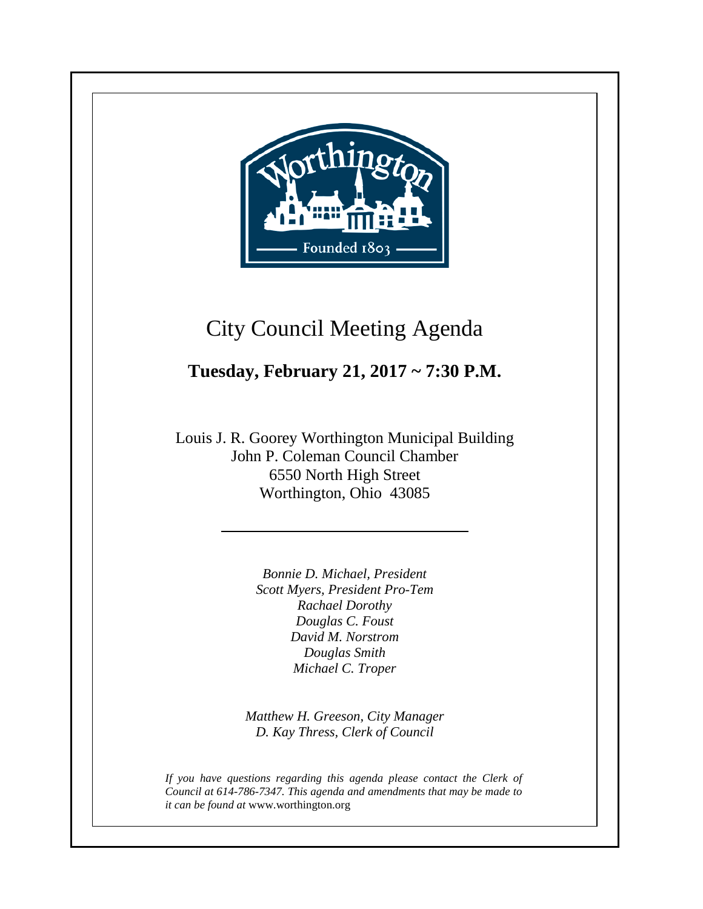# City Council Meeting Agenda

**Tuesday, February 21, 2017 ~ 7:30 P.M.**

Louis J. R. Goorey Worthington Municipal Building
John P. Coleman Council Chamber
6550 North High Street
Worthington, Ohio 43085

---

*Bonnie D. Michael, President*
*Scott Myers, President Pro-Tem*
*Rachael Dorothy*
*Douglas C. Foust*
*David M. Norstrom*
*Douglas Smith*
*Michael C. Troper*

*Matthew H. Greeson, City Manager*
*D. Kay Thress, Clerk of Council*

*If you have questions regarding this agenda please contact the Clerk of Council at 614-786-7347. This agenda and amendments that may be made to it can be found at* www.worthington.org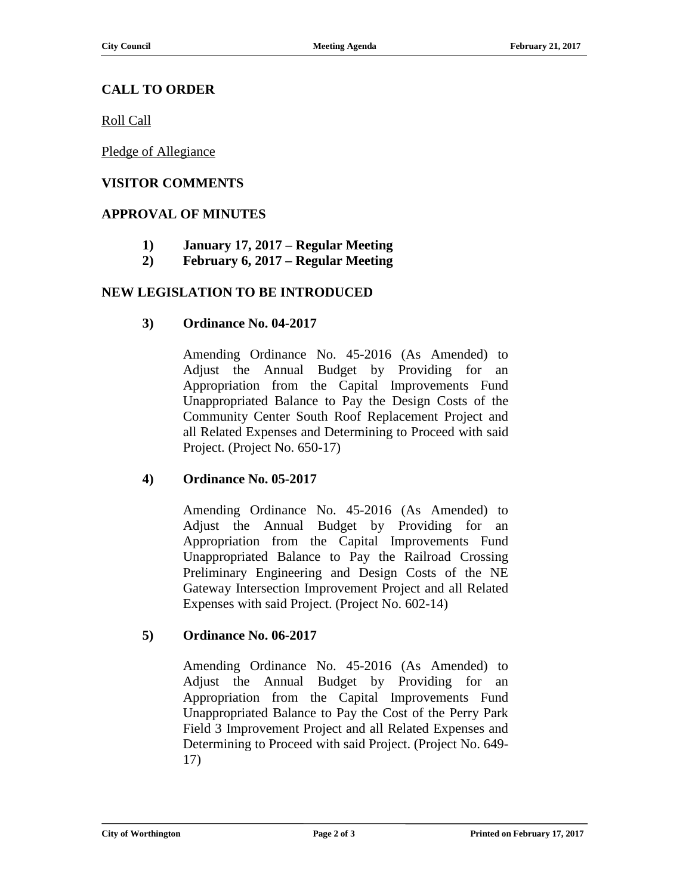## CALL TO ORDER

Roll Call

Pledge of Allegiance

## VISITOR COMMENTS

## APPROVAL OF MINUTES

**1) January 17, 2017 – Regular Meeting**

**2) February 6, 2017 – Regular Meeting**

## NEW LEGISLATION TO BE INTRODUCED

**3) Ordinance No. 04-2017**

Amending Ordinance No. 45-2016 (As Amended) to Adjust the Annual Budget by Providing for an Appropriation from the Capital Improvements Fund Unappropriated Balance to Pay the Design Costs of the Community Center South Roof Replacement Project and all Related Expenses and Determining to Proceed with said Project. (Project No. 650-17)

**4) Ordinance No. 05-2017**

Amending Ordinance No. 45-2016 (As Amended) to Adjust the Annual Budget by Providing for an Appropriation from the Capital Improvements Fund Unappropriated Balance to Pay the Railroad Crossing Preliminary Engineering and Design Costs of the NE Gateway Intersection Improvement Project and all Related Expenses with said Project. (Project No. 602-14)

**5) Ordinance No. 06-2017**

Amending Ordinance No. 45-2016 (As Amended) to Adjust the Annual Budget by Providing for an Appropriation from the Capital Improvements Fund Unappropriated Balance to Pay the Cost of the Perry Park Field 3 Improvement Project and all Related Expenses and Determining to Proceed with said Project. (Project No. 649-17)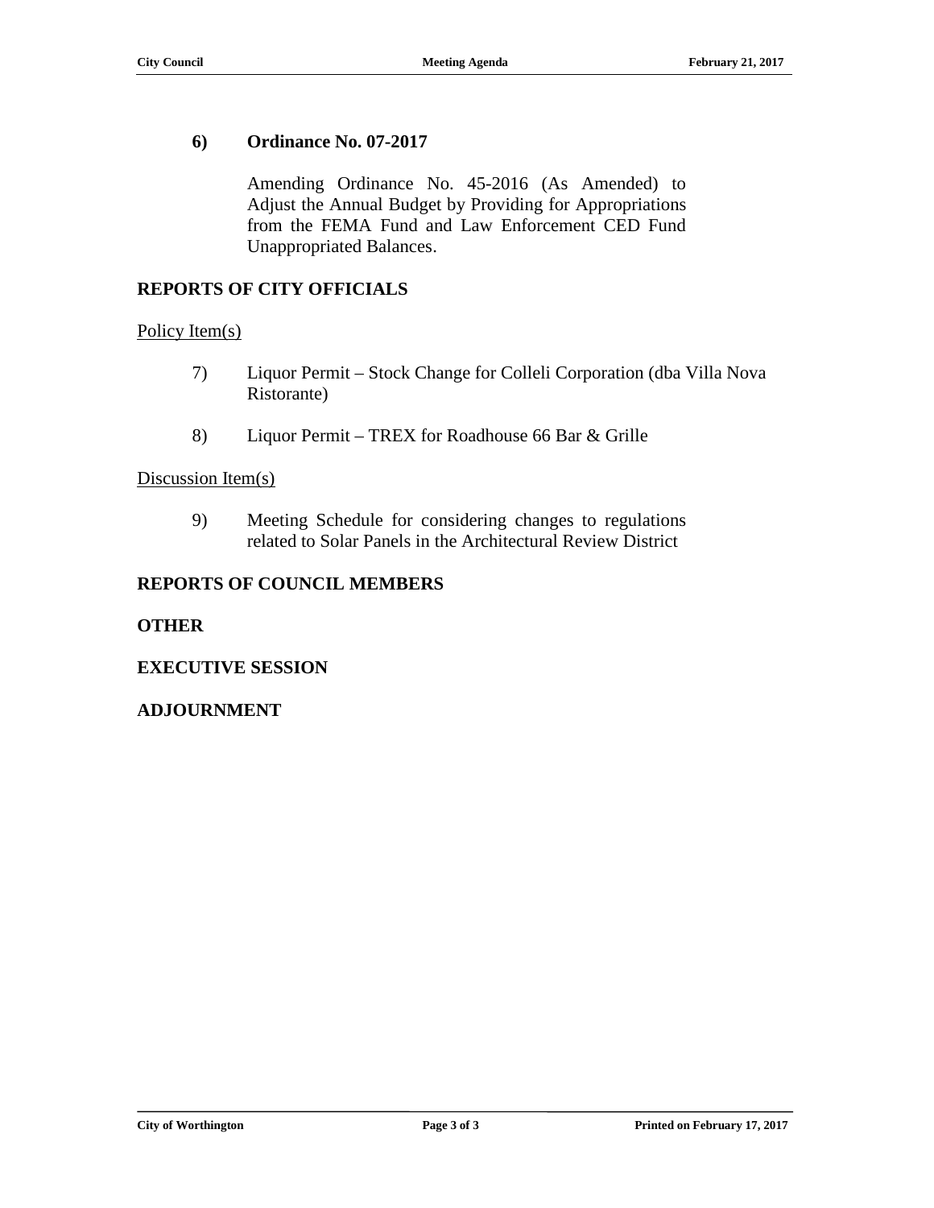**6) Ordinance No. 07-2017**

Amending Ordinance No. 45-2016 (As Amended) to Adjust the Annual Budget by Providing for Appropriations from the FEMA Fund and Law Enforcement CED Fund Unappropriated Balances.

## REPORTS OF CITY OFFICIALS

Policy Item(s)

7) Liquor Permit – Stock Change for Colleli Corporation (dba Villa Nova Ristorante)

8) Liquor Permit – TREX for Roadhouse 66 Bar & Grille

Discussion Item(s)

9) Meeting Schedule for considering changes to regulations related to Solar Panels in the Architectural Review District

## REPORTS OF COUNCIL MEMBERS

## OTHER

## EXECUTIVE SESSION

## ADJOURNMENT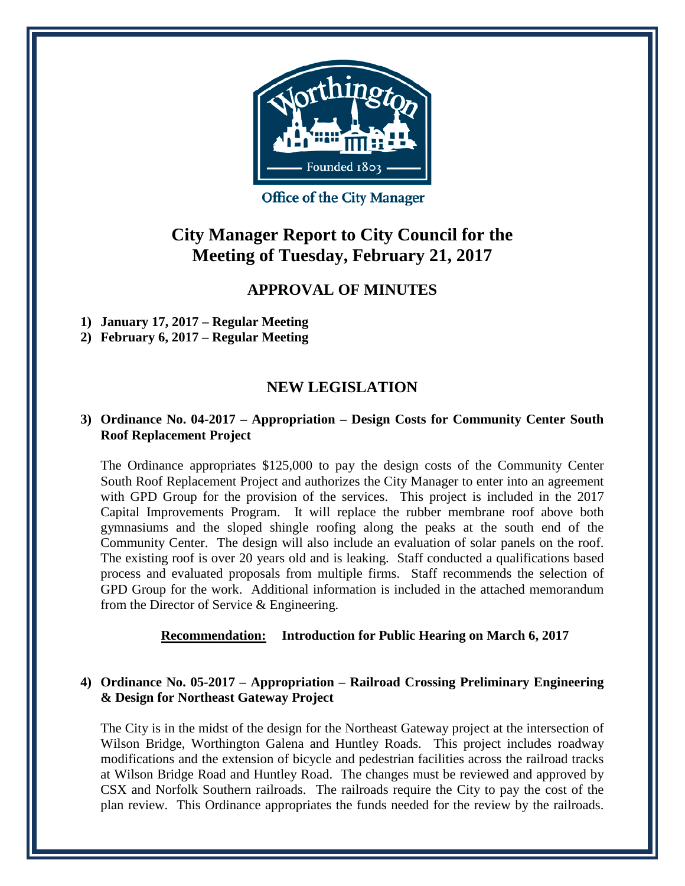Office of the City Manager

# City Manager Report to City Council for the Meeting of Tuesday, February 21, 2017

## APPROVAL OF MINUTES

1) **January 17, 2017 – Regular Meeting**
2) **February 6, 2017 – Regular Meeting**

## NEW LEGISLATION

### 3) Ordinance No. 04-2017 – Appropriation – Design Costs for Community Center South Roof Replacement Project

The Ordinance appropriates $125,000 to pay the design costs of the Community Center South Roof Replacement Project and authorizes the City Manager to enter into an agreement with GPD Group for the provision of the services. This project is included in the 2017 Capital Improvements Program. It will replace the rubber membrane roof above both gymnasiums and the sloped shingle roofing along the peaks at the south end of the Community Center. The design will also include an evaluation of solar panels on the roof. The existing roof is over 20 years old and is leaking. Staff conducted a qualifications based process and evaluated proposals from multiple firms. Staff recommends the selection of GPD Group for the work. Additional information is included in the attached memorandum from the Director of Service & Engineering.

**Recommendation: Introduction for Public Hearing on March 6, 2017**

### 4) Ordinance No. 05-2017 – Appropriation – Railroad Crossing Preliminary Engineering & Design for Northeast Gateway Project

The City is in the midst of the design for the Northeast Gateway project at the intersection of Wilson Bridge, Worthington Galena and Huntley Roads. This project includes roadway modifications and the extension of bicycle and pedestrian facilities across the railroad tracks at Wilson Bridge Road and Huntley Road. The changes must be reviewed and approved by CSX and Norfolk Southern railroads. The railroads require the City to pay the cost of the plan review. This Ordinance appropriates the funds needed for the review by the railroads.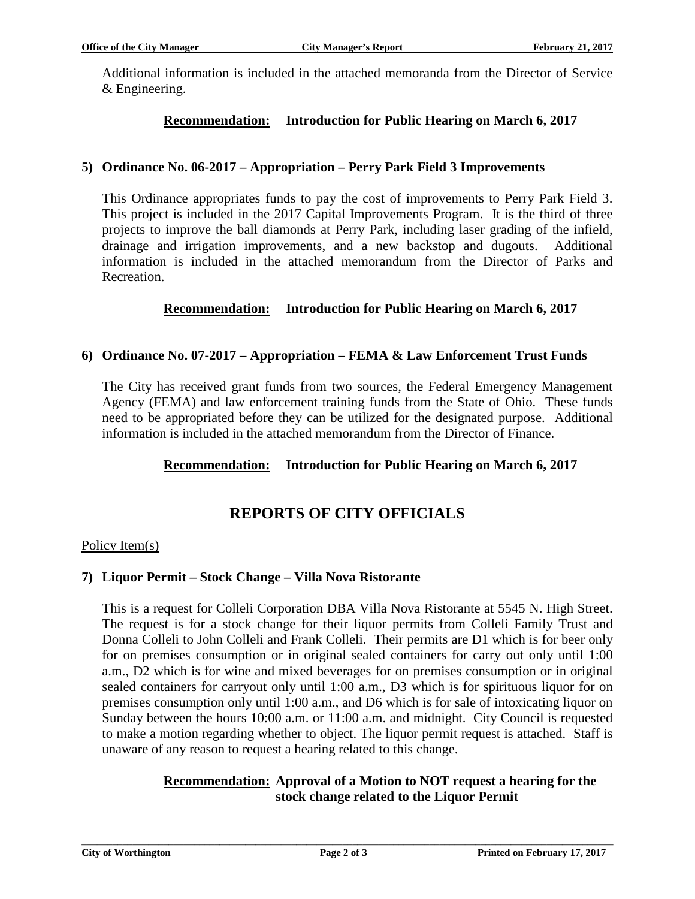Additional information is included in the attached memoranda from the Director of Service & Engineering.

**Recommendation:** **Introduction for Public Hearing on March 6, 2017**

**5) Ordinance No. 06-2017 – Appropriation – Perry Park Field 3 Improvements**

This Ordinance appropriates funds to pay the cost of improvements to Perry Park Field 3. This project is included in the 2017 Capital Improvements Program. It is the third of three projects to improve the ball diamonds at Perry Park, including laser grading of the infield, drainage and irrigation improvements, and a new backstop and dugouts. Additional information is included in the attached memorandum from the Director of Parks and Recreation.

**Recommendation:** **Introduction for Public Hearing on March 6, 2017**

**6) Ordinance No. 07-2017 – Appropriation – FEMA & Law Enforcement Trust Funds**

The City has received grant funds from two sources, the Federal Emergency Management Agency (FEMA) and law enforcement training funds from the State of Ohio. These funds need to be appropriated before they can be utilized for the designated purpose. Additional information is included in the attached memorandum from the Director of Finance.

**Recommendation:** **Introduction for Public Hearing on March 6, 2017**

## REPORTS OF CITY OFFICIALS

Policy Item(s)

**7) Liquor Permit – Stock Change – Villa Nova Ristorante**

This is a request for Colleli Corporation DBA Villa Nova Ristorante at 5545 N. High Street. The request is for a stock change for their liquor permits from Colleli Family Trust and Donna Colleli to John Colleli and Frank Colleli. Their permits are D1 which is for beer only for on premises consumption or in original sealed containers for carry out only until 1:00 a.m., D2 which is for wine and mixed beverages for on premises consumption or in original sealed containers for carryout only until 1:00 a.m., D3 which is for spirituous liquor for on premises consumption only until 1:00 a.m., and D6 which is for sale of intoxicating liquor on Sunday between the hours 10:00 a.m. or 11:00 a.m. and midnight. City Council is requested to make a motion regarding whether to object. The liquor permit request is attached. Staff is unaware of any reason to request a hearing related to this change.

**Recommendation:** **Approval of a Motion to NOT request a hearing for the stock change related to the Liquor Permit**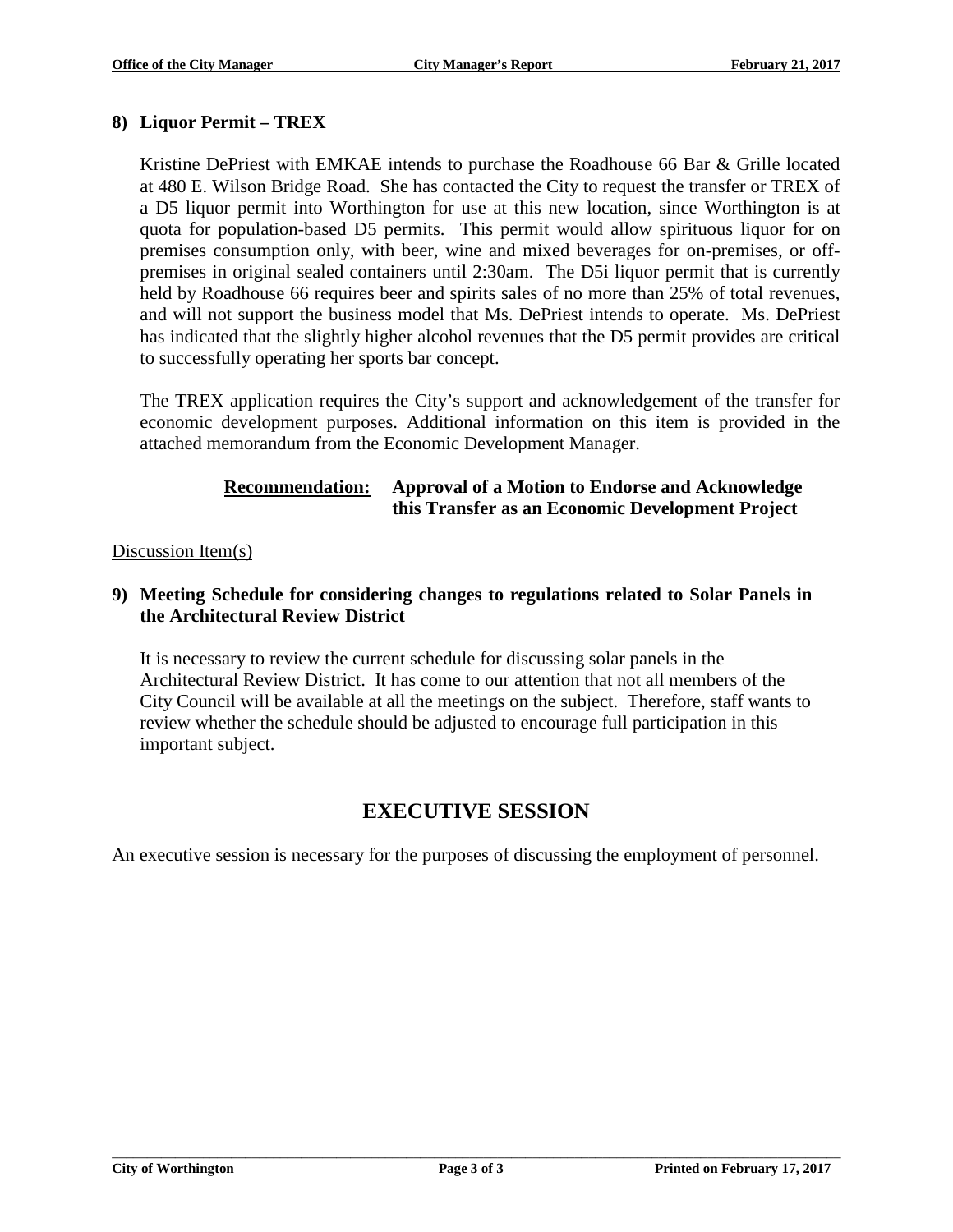**8) Liquor Permit – TREX**

Kristine DePriest with EMKAE intends to purchase the Roadhouse 66 Bar & Grille located at 480 E. Wilson Bridge Road. She has contacted the City to request the transfer or TREX of a D5 liquor permit into Worthington for use at this new location, since Worthington is at quota for population-based D5 permits. This permit would allow spirituous liquor for on premises consumption only, with beer, wine and mixed beverages for on-premises, or off-premises in original sealed containers until 2:30am. The D5i liquor permit that is currently held by Roadhouse 66 requires beer and spirits sales of no more than 25% of total revenues, and will not support the business model that Ms. DePriest intends to operate. Ms. DePriest has indicated that the slightly higher alcohol revenues that the D5 permit provides are critical to successfully operating her sports bar concept.

The TREX application requires the City's support and acknowledgement of the transfer for economic development purposes. Additional information on this item is provided in the attached memorandum from the Economic Development Manager.

**Recommendation: Approval of a Motion to Endorse and Acknowledge this Transfer as an Economic Development Project**

Discussion Item(s)

**9) Meeting Schedule for considering changes to regulations related to Solar Panels in the Architectural Review District**

It is necessary to review the current schedule for discussing solar panels in the Architectural Review District. It has come to our attention that not all members of the City Council will be available at all the meetings on the subject. Therefore, staff wants to review whether the schedule should be adjusted to encourage full participation in this important subject.

## EXECUTIVE SESSION

An executive session is necessary for the purposes of discussing the employment of personnel.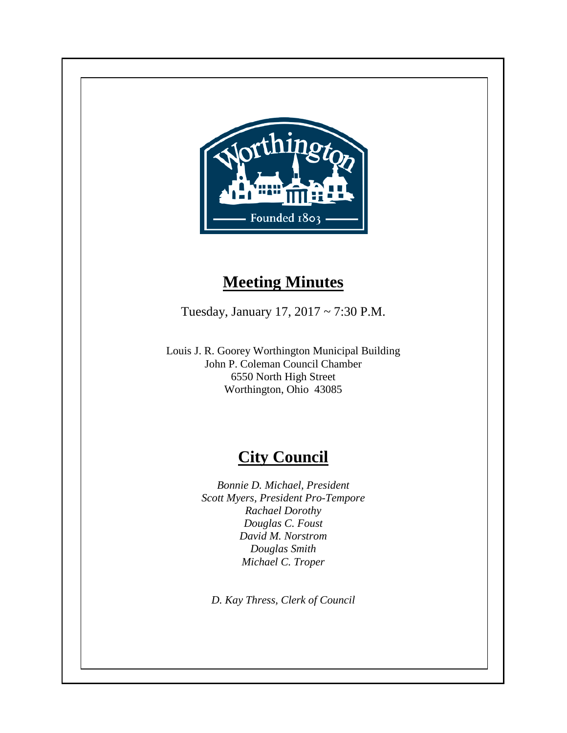# Meeting Minutes

Tuesday, January 17, 2017 ~ 7:30 P.M.

Louis J. R. Goorey Worthington Municipal Building
John P. Coleman Council Chamber
6550 North High Street
Worthington, Ohio 43085

# City Council

*Bonnie D. Michael, President*
*Scott Myers, President Pro-Tempore*
*Rachael Dorothy*
*Douglas C. Foust*
*David M. Norstrom*
*Douglas Smith*
*Michael C. Troper*

*D. Kay Thress, Clerk of Council*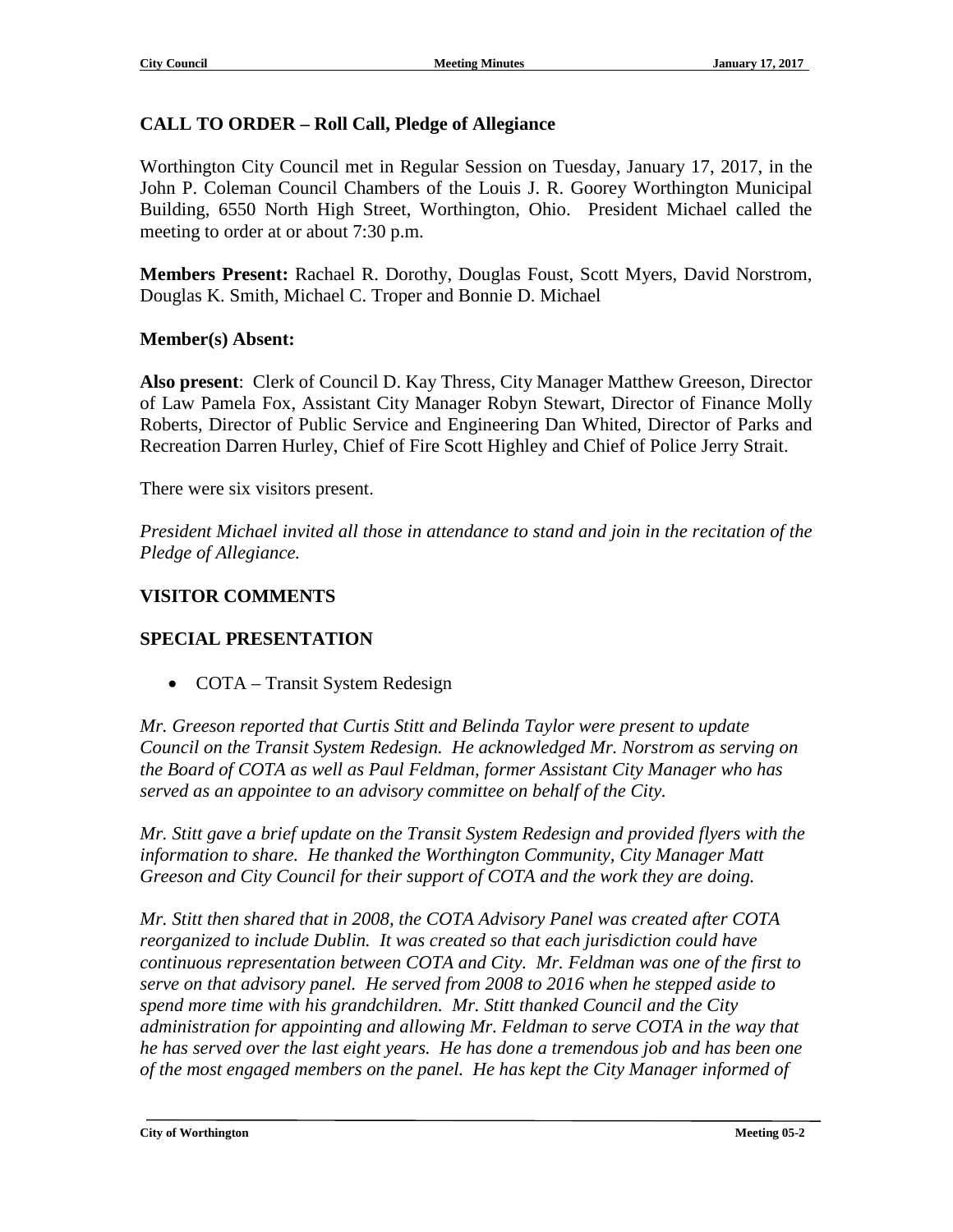## CALL TO ORDER – Roll Call, Pledge of Allegiance

Worthington City Council met in Regular Session on Tuesday, January 17, 2017, in the John P. Coleman Council Chambers of the Louis J. R. Goorey Worthington Municipal Building, 6550 North High Street, Worthington, Ohio. President Michael called the meeting to order at or about 7:30 p.m.

**Members Present:** Rachael R. Dorothy, Douglas Foust, Scott Myers, David Norstrom, Douglas K. Smith, Michael C. Troper and Bonnie D. Michael

**Member(s) Absent:**

**Also present**: Clerk of Council D. Kay Thress, City Manager Matthew Greeson, Director of Law Pamela Fox, Assistant City Manager Robyn Stewart, Director of Finance Molly Roberts, Director of Public Service and Engineering Dan Whited, Director of Parks and Recreation Darren Hurley, Chief of Fire Scott Highley and Chief of Police Jerry Strait.

There were six visitors present.

*President Michael invited all those in attendance to stand and join in the recitation of the Pledge of Allegiance.*

## VISITOR COMMENTS

## SPECIAL PRESENTATION

- COTA – Transit System Redesign

*Mr. Greeson reported that Curtis Stitt and Belinda Taylor were present to update Council on the Transit System Redesign. He acknowledged Mr. Norstrom as serving on the Board of COTA as well as Paul Feldman, former Assistant City Manager who has served as an appointee to an advisory committee on behalf of the City.*

*Mr. Stitt gave a brief update on the Transit System Redesign and provided flyers with the information to share. He thanked the Worthington Community, City Manager Matt Greeson and City Council for their support of COTA and the work they are doing.*

*Mr. Stitt then shared that in 2008, the COTA Advisory Panel was created after COTA reorganized to include Dublin. It was created so that each jurisdiction could have continuous representation between COTA and City. Mr. Feldman was one of the first to serve on that advisory panel. He served from 2008 to 2016 when he stepped aside to spend more time with his grandchildren. Mr. Stitt thanked Council and the City administration for appointing and allowing Mr. Feldman to serve COTA in the way that he has served over the last eight years. He has done a tremendous job and has been one of the most engaged members on the panel. He has kept the City Manager informed of*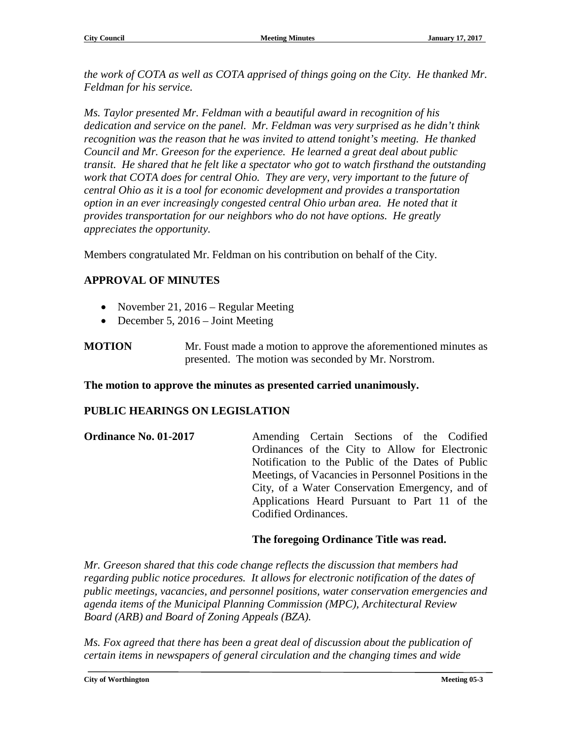*the work of COTA as well as COTA apprised of things going on the City. He thanked Mr. Feldman for his service.*

*Ms. Taylor presented Mr. Feldman with a beautiful award in recognition of his dedication and service on the panel. Mr. Feldman was very surprised as he didn't think recognition was the reason that he was invited to attend tonight's meeting. He thanked Council and Mr. Greeson for the experience. He learned a great deal about public transit. He shared that he felt like a spectator who got to watch firsthand the outstanding work that COTA does for central Ohio. They are very, very important to the future of central Ohio as it is a tool for economic development and provides a transportation option in an ever increasingly congested central Ohio urban area. He noted that it provides transportation for our neighbors who do not have options. He greatly appreciates the opportunity.*

Members congratulated Mr. Feldman on his contribution on behalf of the City.

## APPROVAL OF MINUTES

- November 21, 2016 – Regular Meeting
- December 5, 2016 – Joint Meeting

**MOTION** Mr. Foust made a motion to approve the aforementioned minutes as presented. The motion was seconded by Mr. Norstrom.

**The motion to approve the minutes as presented carried unanimously.**

## PUBLIC HEARINGS ON LEGISLATION

**Ordinance No. 01-2017** Amending Certain Sections of the Codified Ordinances of the City to Allow for Electronic Notification to the Public of the Dates of Public Meetings, of Vacancies in Personnel Positions in the City, of a Water Conservation Emergency, and of Applications Heard Pursuant to Part 11 of the Codified Ordinances.

**The foregoing Ordinance Title was read.**

*Mr. Greeson shared that this code change reflects the discussion that members had regarding public notice procedures. It allows for electronic notification of the dates of public meetings, vacancies, and personnel positions, water conservation emergencies and agenda items of the Municipal Planning Commission (MPC), Architectural Review Board (ARB) and Board of Zoning Appeals (BZA).*

*Ms. Fox agreed that there has been a great deal of discussion about the publication of certain items in newspapers of general circulation and the changing times and wide*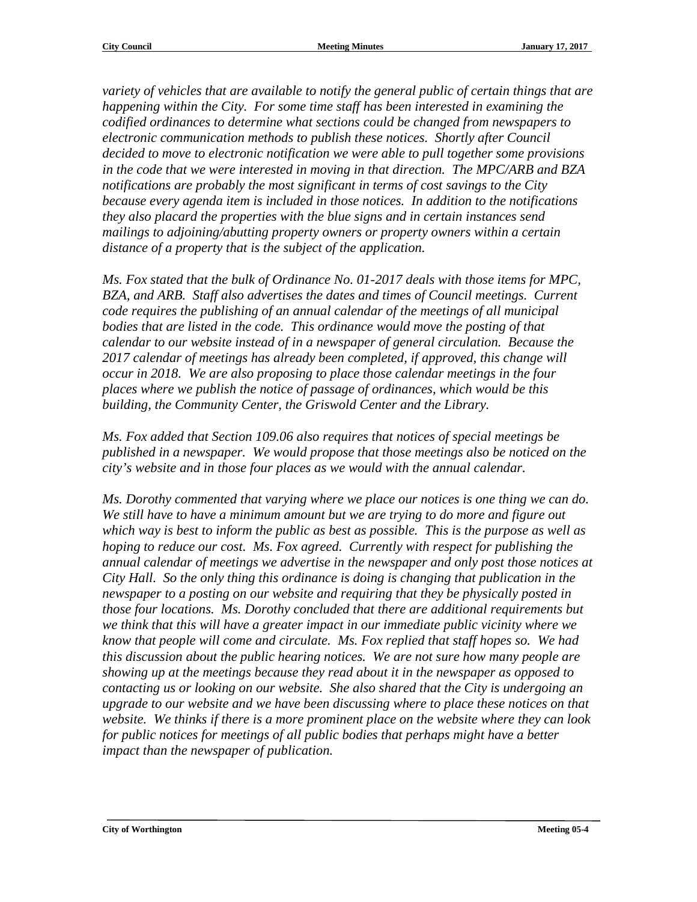*variety of vehicles that are available to notify the general public of certain things that are happening within the City. For some time staff has been interested in examining the codified ordinances to determine what sections could be changed from newspapers to electronic communication methods to publish these notices. Shortly after Council decided to move to electronic notification we were able to pull together some provisions in the code that we were interested in moving in that direction. The MPC/ARB and BZA notifications are probably the most significant in terms of cost savings to the City because every agenda item is included in those notices. In addition to the notifications they also placard the properties with the blue signs and in certain instances send mailings to adjoining/abutting property owners or property owners within a certain distance of a property that is the subject of the application.*

*Ms. Fox stated that the bulk of Ordinance No. 01-2017 deals with those items for MPC, BZA, and ARB. Staff also advertises the dates and times of Council meetings. Current code requires the publishing of an annual calendar of the meetings of all municipal bodies that are listed in the code. This ordinance would move the posting of that calendar to our website instead of in a newspaper of general circulation. Because the 2017 calendar of meetings has already been completed, if approved, this change will occur in 2018. We are also proposing to place those calendar meetings in the four places where we publish the notice of passage of ordinances, which would be this building, the Community Center, the Griswold Center and the Library.*

*Ms. Fox added that Section 109.06 also requires that notices of special meetings be published in a newspaper. We would propose that those meetings also be noticed on the city's website and in those four places as we would with the annual calendar.*

*Ms. Dorothy commented that varying where we place our notices is one thing we can do. We still have to have a minimum amount but we are trying to do more and figure out which way is best to inform the public as best as possible. This is the purpose as well as hoping to reduce our cost. Ms. Fox agreed. Currently with respect for publishing the annual calendar of meetings we advertise in the newspaper and only post those notices at City Hall. So the only thing this ordinance is doing is changing that publication in the newspaper to a posting on our website and requiring that they be physically posted in those four locations. Ms. Dorothy concluded that there are additional requirements but we think that this will have a greater impact in our immediate public vicinity where we know that people will come and circulate. Ms. Fox replied that staff hopes so. We had this discussion about the public hearing notices. We are not sure how many people are showing up at the meetings because they read about it in the newspaper as opposed to contacting us or looking on our website. She also shared that the City is undergoing an upgrade to our website and we have been discussing where to place these notices on that website. We thinks if there is a more prominent place on the website where they can look for public notices for meetings of all public bodies that perhaps might have a better impact than the newspaper of publication.*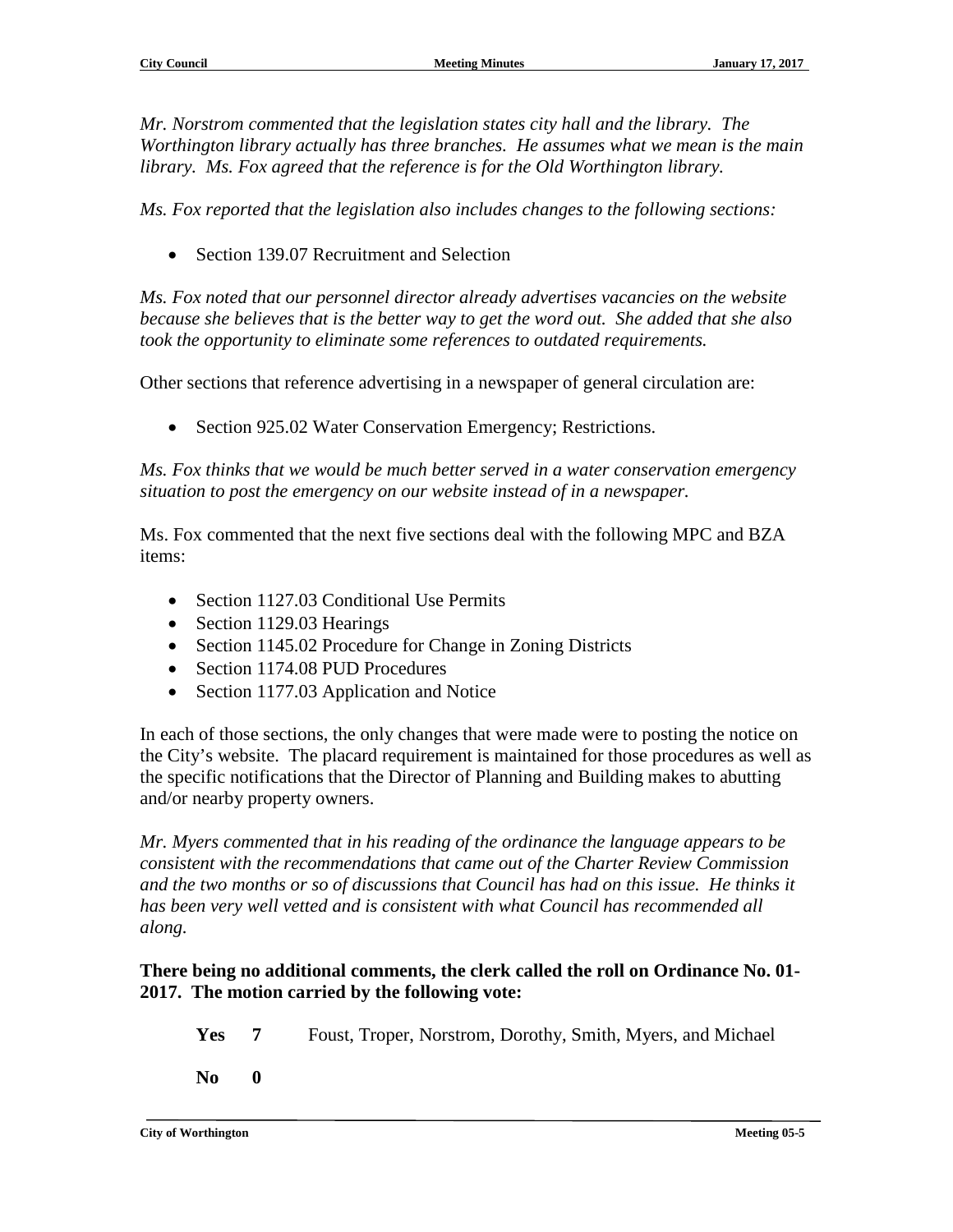*Mr. Norstrom commented that the legislation states city hall and the library. The Worthington library actually has three branches. He assumes what we mean is the main library. Ms. Fox agreed that the reference is for the Old Worthington library.*

*Ms. Fox reported that the legislation also includes changes to the following sections:*

- Section 139.07 Recruitment and Selection

*Ms. Fox noted that our personnel director already advertises vacancies on the website because she believes that is the better way to get the word out. She added that she also took the opportunity to eliminate some references to outdated requirements.*

Other sections that reference advertising in a newspaper of general circulation are:

- Section 925.02 Water Conservation Emergency; Restrictions.

*Ms. Fox thinks that we would be much better served in a water conservation emergency situation to post the emergency on our website instead of in a newspaper.*

Ms. Fox commented that the next five sections deal with the following MPC and BZA items:

- Section 1127.03 Conditional Use Permits
- Section 1129.03 Hearings
- Section 1145.02 Procedure for Change in Zoning Districts
- Section 1174.08 PUD Procedures
- Section 1177.03 Application and Notice

In each of those sections, the only changes that were made were to posting the notice on the City's website. The placard requirement is maintained for those procedures as well as the specific notifications that the Director of Planning and Building makes to abutting and/or nearby property owners.

*Mr. Myers commented that in his reading of the ordinance the language appears to be consistent with the recommendations that came out of the Charter Review Commission and the two months or so of discussions that Council has had on this issue. He thinks it has been very well vetted and is consistent with what Council has recommended all along.*

**There being no additional comments, the clerk called the roll on Ordinance No. 01-2017. The motion carried by the following vote:**

**Yes 7** Foust, Troper, Norstrom, Dorothy, Smith, Myers, and Michael

**No 0**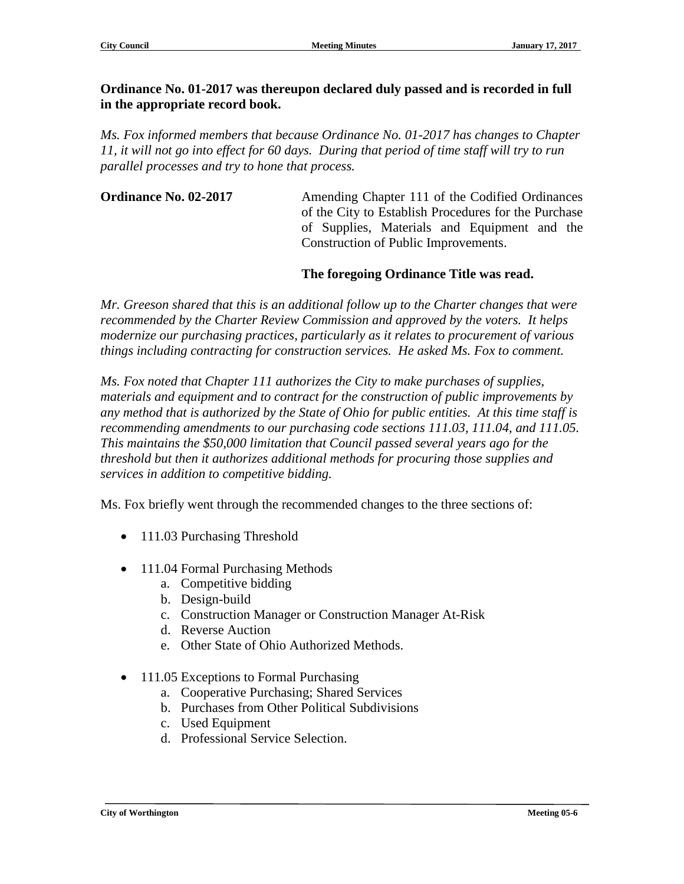**Ordinance No. 01-2017 was thereupon declared duly passed and is recorded in full in the appropriate record book.**

*Ms. Fox informed members that because Ordinance No. 01-2017 has changes to Chapter 11, it will not go into effect for 60 days. During that period of time staff will try to run parallel processes and try to hone that process.*

**Ordinance No. 02-2017** Amending Chapter 111 of the Codified Ordinances of the City to Establish Procedures for the Purchase of Supplies, Materials and Equipment and the Construction of Public Improvements.

**The foregoing Ordinance Title was read.**

*Mr. Greeson shared that this is an additional follow up to the Charter changes that were recommended by the Charter Review Commission and approved by the voters. It helps modernize our purchasing practices, particularly as it relates to procurement of various things including contracting for construction services. He asked Ms. Fox to comment.*

*Ms. Fox noted that Chapter 111 authorizes the City to make purchases of supplies, materials and equipment and to contract for the construction of public improvements by any method that is authorized by the State of Ohio for public entities. At this time staff is recommending amendments to our purchasing code sections 111.03, 111.04, and 111.05. This maintains the $50,000 limitation that Council passed several years ago for the threshold but then it authorizes additional methods for procuring those supplies and services in addition to competitive bidding.*

Ms. Fox briefly went through the recommended changes to the three sections of:

- 111.03 Purchasing Threshold
- 111.04 Formal Purchasing Methods
  a. Competitive bidding
  b. Design-build
  c. Construction Manager or Construction Manager At-Risk
  d. Reverse Auction
  e. Other State of Ohio Authorized Methods.
- 111.05 Exceptions to Formal Purchasing
  a. Cooperative Purchasing; Shared Services
  b. Purchases from Other Political Subdivisions
  c. Used Equipment
  d. Professional Service Selection.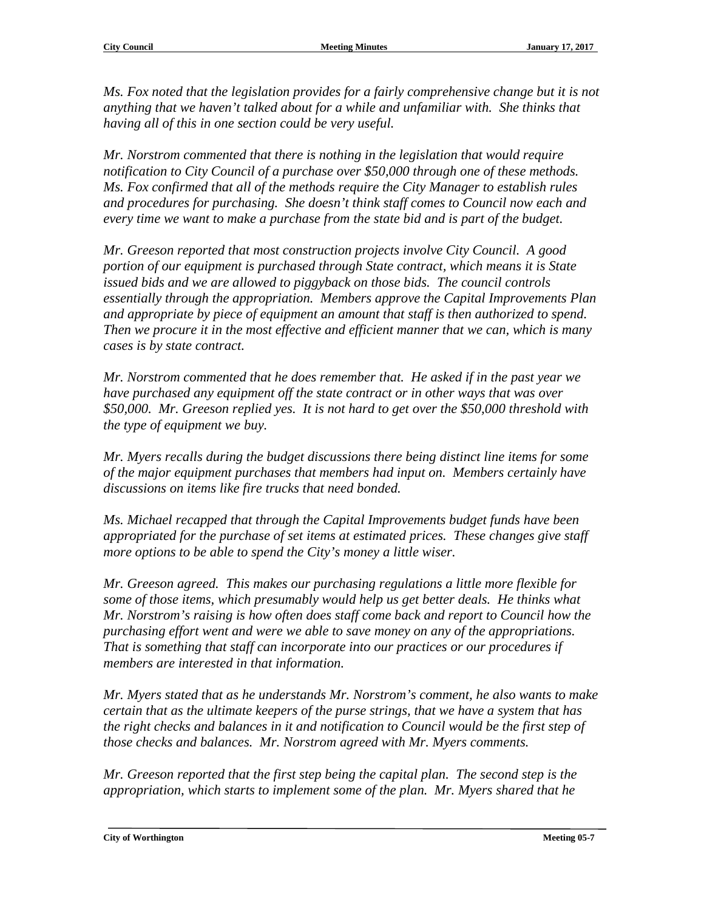*Ms. Fox noted that the legislation provides for a fairly comprehensive change but it is not anything that we haven't talked about for a while and unfamiliar with. She thinks that having all of this in one section could be very useful.*

*Mr. Norstrom commented that there is nothing in the legislation that would require notification to City Council of a purchase over $50,000 through one of these methods. Ms. Fox confirmed that all of the methods require the City Manager to establish rules and procedures for purchasing. She doesn't think staff comes to Council now each and every time we want to make a purchase from the state bid and is part of the budget.*

*Mr. Greeson reported that most construction projects involve City Council. A good portion of our equipment is purchased through State contract, which means it is State issued bids and we are allowed to piggyback on those bids. The council controls essentially through the appropriation. Members approve the Capital Improvements Plan and appropriate by piece of equipment an amount that staff is then authorized to spend. Then we procure it in the most effective and efficient manner that we can, which is many cases is by state contract.*

*Mr. Norstrom commented that he does remember that. He asked if in the past year we have purchased any equipment off the state contract or in other ways that was over $50,000. Mr. Greeson replied yes. It is not hard to get over the $50,000 threshold with the type of equipment we buy.*

*Mr. Myers recalls during the budget discussions there being distinct line items for some of the major equipment purchases that members had input on. Members certainly have discussions on items like fire trucks that need bonded.*

*Ms. Michael recapped that through the Capital Improvements budget funds have been appropriated for the purchase of set items at estimated prices. These changes give staff more options to be able to spend the City's money a little wiser.*

*Mr. Greeson agreed. This makes our purchasing regulations a little more flexible for some of those items, which presumably would help us get better deals. He thinks what Mr. Norstrom's raising is how often does staff come back and report to Council how the purchasing effort went and were we able to save money on any of the appropriations. That is something that staff can incorporate into our practices or our procedures if members are interested in that information.*

*Mr. Myers stated that as he understands Mr. Norstrom's comment, he also wants to make certain that as the ultimate keepers of the purse strings, that we have a system that has the right checks and balances in it and notification to Council would be the first step of those checks and balances. Mr. Norstrom agreed with Mr. Myers comments.*

*Mr. Greeson reported that the first step being the capital plan. The second step is the appropriation, which starts to implement some of the plan. Mr. Myers shared that he*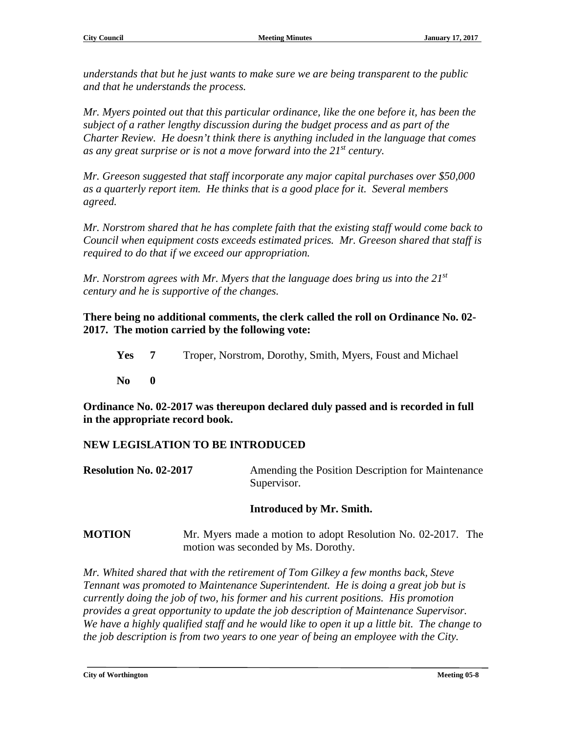*understands that but he just wants to make sure we are being transparent to the public and that he understands the process.*

*Mr. Myers pointed out that this particular ordinance, like the one before it, has been the subject of a rather lengthy discussion during the budget process and as part of the Charter Review. He doesn't think there is anything included in the language that comes as any great surprise or is not a move forward into the 21st century.*

*Mr. Greeson suggested that staff incorporate any major capital purchases over $50,000 as a quarterly report item. He thinks that is a good place for it. Several members agreed.*

*Mr. Norstrom shared that he has complete faith that the existing staff would come back to Council when equipment costs exceeds estimated prices. Mr. Greeson shared that staff is required to do that if we exceed our appropriation.*

*Mr. Norstrom agrees with Mr. Myers that the language does bring us into the 21st century and he is supportive of the changes.*

**There being no additional comments, the clerk called the roll on Ordinance No. 02-2017. The motion carried by the following vote:**

| | | |
|---|---|---|
| **Yes** | **7** | Troper, Norstrom, Dorothy, Smith, Myers, Foust and Michael |
| **No** | **0** | |

**Ordinance No. 02-2017 was thereupon declared duly passed and is recorded in full in the appropriate record book.**

## NEW LEGISLATION TO BE INTRODUCED

**Resolution No. 02-2017** — Amending the Position Description for Maintenance Supervisor.

**Introduced by Mr. Smith.**

**MOTION** — Mr. Myers made a motion to adopt Resolution No. 02-2017. The motion was seconded by Ms. Dorothy.

*Mr. Whited shared that with the retirement of Tom Gilkey a few months back, Steve Tennant was promoted to Maintenance Superintendent. He is doing a great job but is currently doing the job of two, his former and his current positions. His promotion provides a great opportunity to update the job description of Maintenance Supervisor. We have a highly qualified staff and he would like to open it up a little bit. The change to the job description is from two years to one year of being an employee with the City.*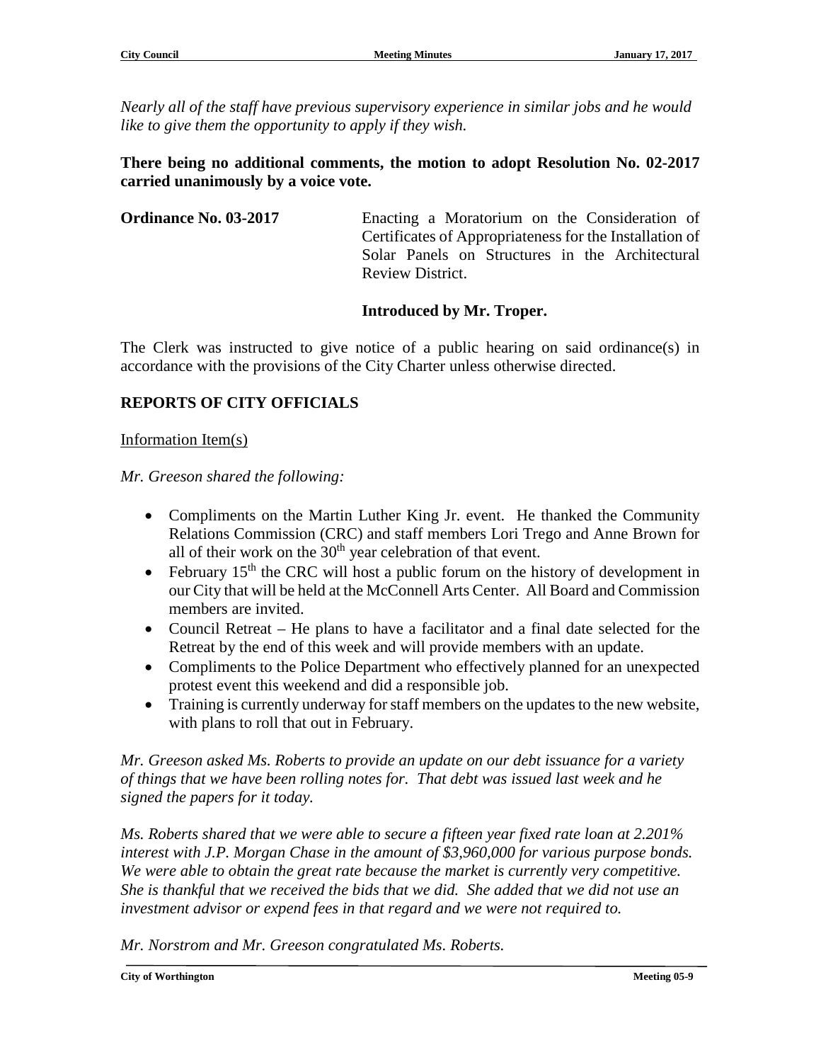*Nearly all of the staff have previous supervisory experience in similar jobs and he would like to give them the opportunity to apply if they wish.*

**There being no additional comments, the motion to adopt Resolution No. 02-2017 carried unanimously by a voice vote.**

**Ordinance No. 03-2017** Enacting a Moratorium on the Consideration of Certificates of Appropriateness for the Installation of Solar Panels on Structures in the Architectural Review District.

**Introduced by Mr. Troper.**

The Clerk was instructed to give notice of a public hearing on said ordinance(s) in accordance with the provisions of the City Charter unless otherwise directed.

## REPORTS OF CITY OFFICIALS

Information Item(s)

*Mr. Greeson shared the following:*

- Compliments on the Martin Luther King Jr. event. He thanked the Community Relations Commission (CRC) and staff members Lori Trego and Anne Brown for all of their work on the 30th year celebration of that event.
- February 15th the CRC will host a public forum on the history of development in our City that will be held at the McConnell Arts Center. All Board and Commission members are invited.
- Council Retreat – He plans to have a facilitator and a final date selected for the Retreat by the end of this week and will provide members with an update.
- Compliments to the Police Department who effectively planned for an unexpected protest event this weekend and did a responsible job.
- Training is currently underway for staff members on the updates to the new website, with plans to roll that out in February.

*Mr. Greeson asked Ms. Roberts to provide an update on our debt issuance for a variety of things that we have been rolling notes for. That debt was issued last week and he signed the papers for it today.*

*Ms. Roberts shared that we were able to secure a fifteen year fixed rate loan at 2.201% interest with J.P. Morgan Chase in the amount of $3,960,000 for various purpose bonds. We were able to obtain the great rate because the market is currently very competitive. She is thankful that we received the bids that we did. She added that we did not use an investment advisor or expend fees in that regard and we were not required to.*

*Mr. Norstrom and Mr. Greeson congratulated Ms. Roberts.*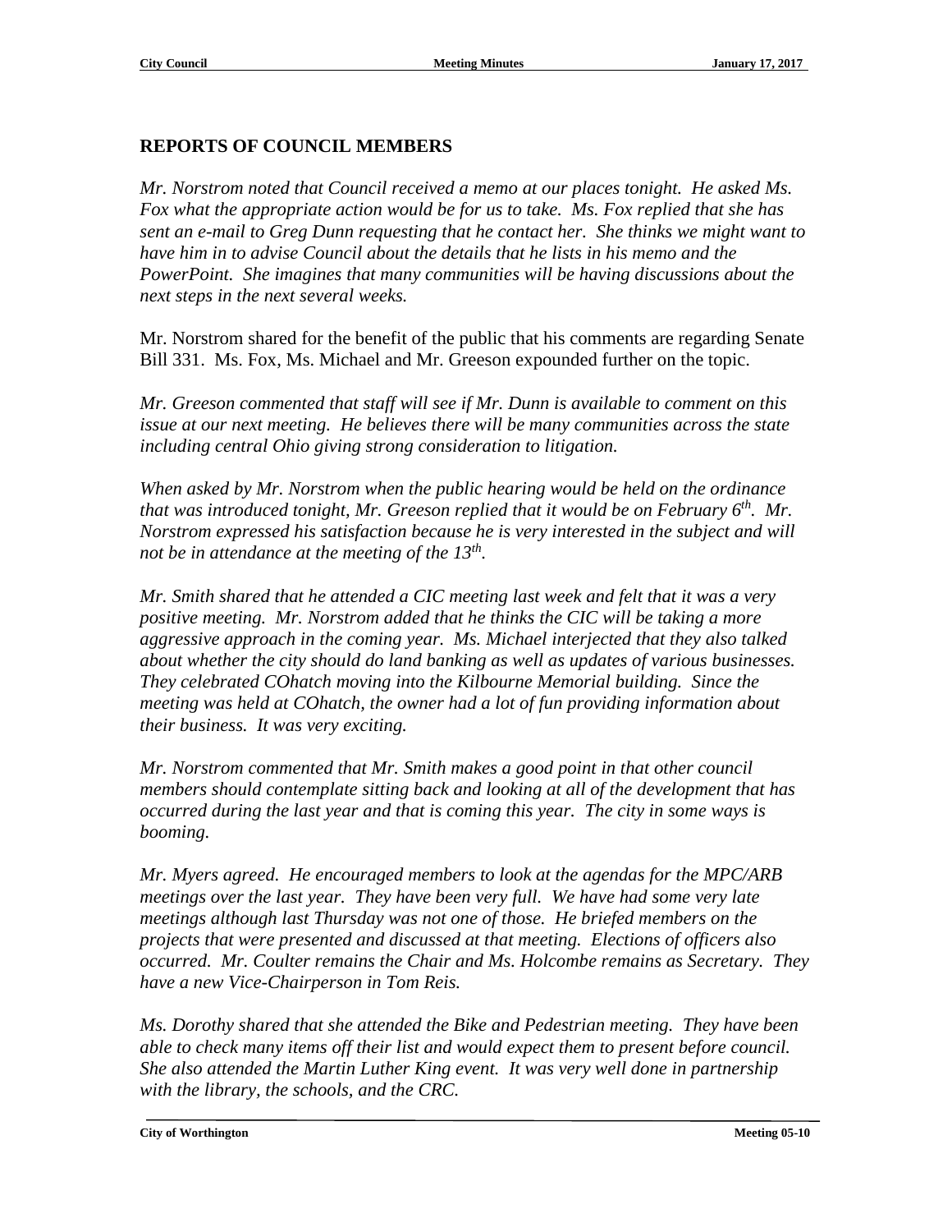## REPORTS OF COUNCIL MEMBERS

*Mr. Norstrom noted that Council received a memo at our places tonight. He asked Ms. Fox what the appropriate action would be for us to take. Ms. Fox replied that she has sent an e-mail to Greg Dunn requesting that he contact her. She thinks we might want to have him in to advise Council about the details that he lists in his memo and the PowerPoint. She imagines that many communities will be having discussions about the next steps in the next several weeks.*

Mr. Norstrom shared for the benefit of the public that his comments are regarding Senate Bill 331. Ms. Fox, Ms. Michael and Mr. Greeson expounded further on the topic.

*Mr. Greeson commented that staff will see if Mr. Dunn is available to comment on this issue at our next meeting. He believes there will be many communities across the state including central Ohio giving strong consideration to litigation.*

*When asked by Mr. Norstrom when the public hearing would be held on the ordinance that was introduced tonight, Mr. Greeson replied that it would be on February 6th. Mr. Norstrom expressed his satisfaction because he is very interested in the subject and will not be in attendance at the meeting of the 13th.*

*Mr. Smith shared that he attended a CIC meeting last week and felt that it was a very positive meeting. Mr. Norstrom added that he thinks the CIC will be taking a more aggressive approach in the coming year. Ms. Michael interjected that they also talked about whether the city should do land banking as well as updates of various businesses. They celebrated COhatch moving into the Kilbourne Memorial building. Since the meeting was held at COhatch, the owner had a lot of fun providing information about their business. It was very exciting.*

*Mr. Norstrom commented that Mr. Smith makes a good point in that other council members should contemplate sitting back and looking at all of the development that has occurred during the last year and that is coming this year. The city in some ways is booming.*

*Mr. Myers agreed. He encouraged members to look at the agendas for the MPC/ARB meetings over the last year. They have been very full. We have had some very late meetings although last Thursday was not one of those. He briefed members on the projects that were presented and discussed at that meeting. Elections of officers also occurred. Mr. Coulter remains the Chair and Ms. Holcombe remains as Secretary. They have a new Vice-Chairperson in Tom Reis.*

*Ms. Dorothy shared that she attended the Bike and Pedestrian meeting. They have been able to check many items off their list and would expect them to present before council. She also attended the Martin Luther King event. It was very well done in partnership with the library, the schools, and the CRC.*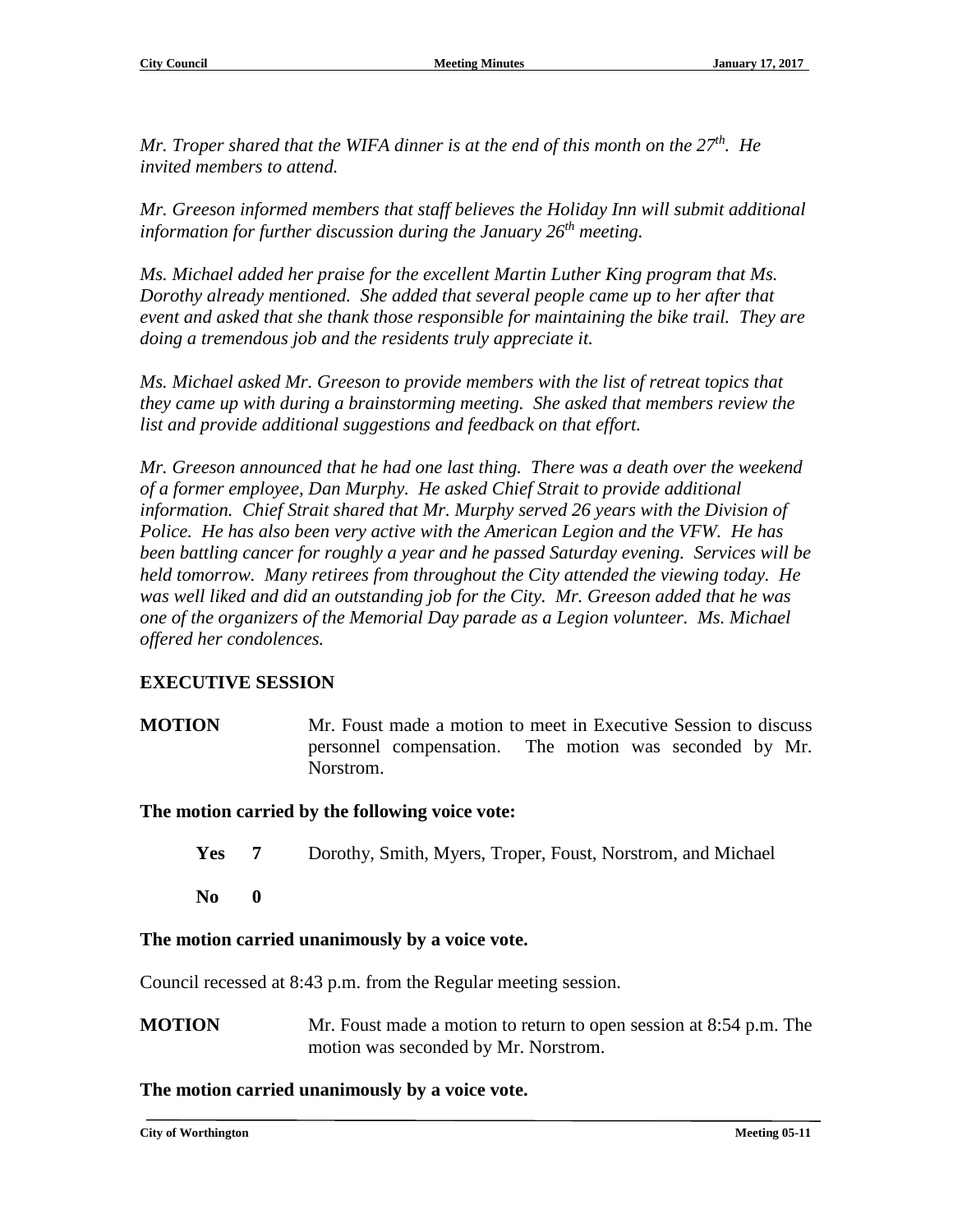*Mr. Troper shared that the WIFA dinner is at the end of this month on the 27th. He invited members to attend.*

*Mr. Greeson informed members that staff believes the Holiday Inn will submit additional information for further discussion during the January 26th meeting.*

*Ms. Michael added her praise for the excellent Martin Luther King program that Ms. Dorothy already mentioned. She added that several people came up to her after that event and asked that she thank those responsible for maintaining the bike trail. They are doing a tremendous job and the residents truly appreciate it.*

*Ms. Michael asked Mr. Greeson to provide members with the list of retreat topics that they came up with during a brainstorming meeting. She asked that members review the list and provide additional suggestions and feedback on that effort.*

*Mr. Greeson announced that he had one last thing. There was a death over the weekend of a former employee, Dan Murphy. He asked Chief Strait to provide additional information. Chief Strait shared that Mr. Murphy served 26 years with the Division of Police. He has also been very active with the American Legion and the VFW. He has been battling cancer for roughly a year and he passed Saturday evening. Services will be held tomorrow. Many retirees from throughout the City attended the viewing today. He was well liked and did an outstanding job for the City. Mr. Greeson added that he was one of the organizers of the Memorial Day parade as a Legion volunteer. Ms. Michael offered her condolences.*

## EXECUTIVE SESSION

**MOTION** Mr. Foust made a motion to meet in Executive Session to discuss personnel compensation. The motion was seconded by Mr. Norstrom.

**The motion carried by the following voice vote:**

**Yes 7** Dorothy, Smith, Myers, Troper, Foust, Norstrom, and Michael

**No 0**

**The motion carried unanimously by a voice vote.**

Council recessed at 8:43 p.m. from the Regular meeting session.

**MOTION** Mr. Foust made a motion to return to open session at 8:54 p.m. The motion was seconded by Mr. Norstrom.

**The motion carried unanimously by a voice vote.**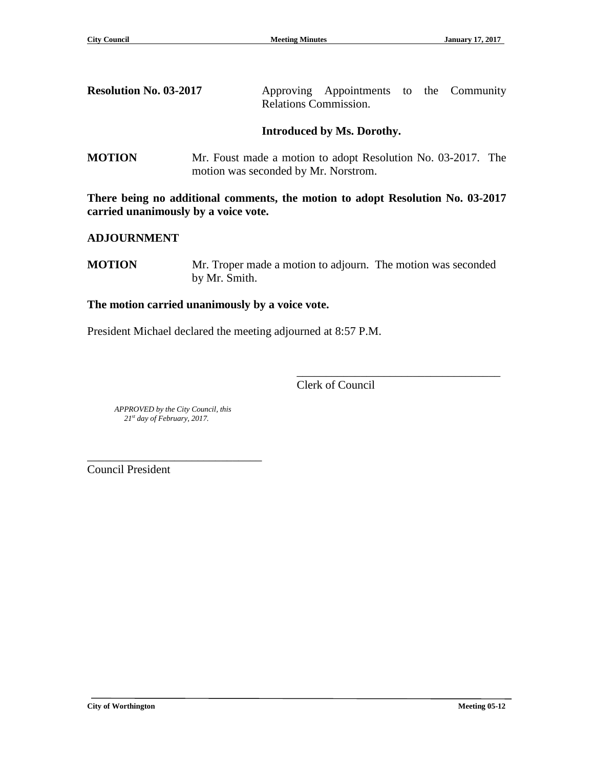**Resolution No. 03-2017** Approving Appointments to the Community Relations Commission.

**Introduced by Ms. Dorothy.**

**MOTION** Mr. Foust made a motion to adopt Resolution No. 03-2017. The motion was seconded by Mr. Norstrom.

**There being no additional comments, the motion to adopt Resolution No. 03-2017 carried unanimously by a voice vote.**

**ADJOURNMENT**

**MOTION** Mr. Troper made a motion to adjourn. The motion was seconded by Mr. Smith.

**The motion carried unanimously by a voice vote.**

President Michael declared the meeting adjourned at 8:57 P.M.

\_\_\_\_\_\_\_\_\_\_\_\_\_\_\_\_\_\_\_\_\_\_\_\_\_\_\_\_\_\_\_\_\_\_\_\_

Clerk of Council

*APPROVED by the City Council, this 21st day of February, 2017.*

\_\_\_\_\_\_\_\_\_\_\_\_\_\_\_\_\_\_\_\_\_\_\_\_\_\_\_\_\_\_\_\_\_\_\_\_

Council President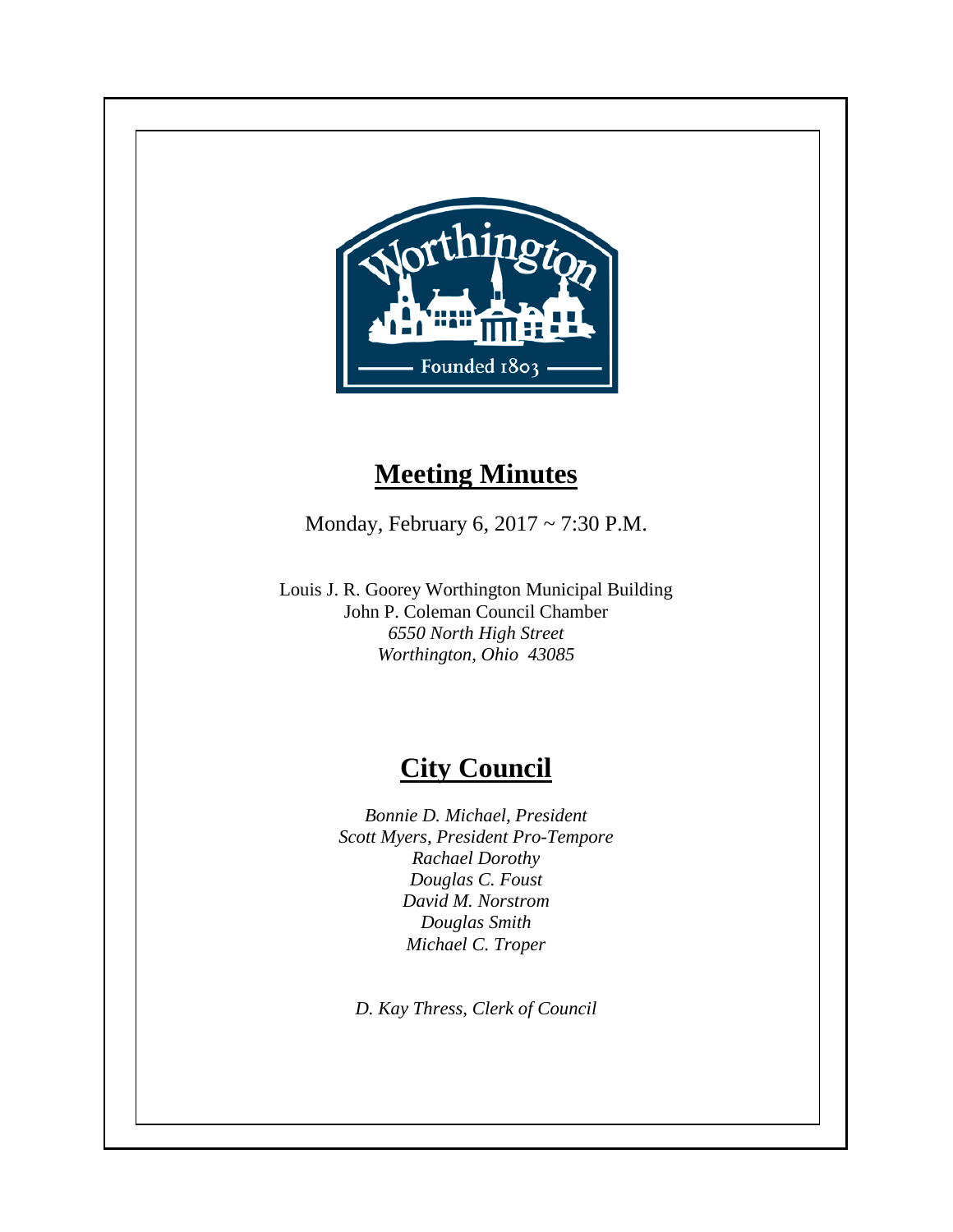# Meeting Minutes

Monday, February 6, 2017 ~ 7:30 P.M.

Louis J. R. Goorey Worthington Municipal Building
John P. Coleman Council Chamber
*6550 North High Street*
*Worthington, Ohio 43085*

# City Council

*Bonnie D. Michael, President*
*Scott Myers, President Pro-Tempore*
*Rachael Dorothy*
*Douglas C. Foust*
*David M. Norstrom*
*Douglas Smith*
*Michael C. Troper*

*D. Kay Thress, Clerk of Council*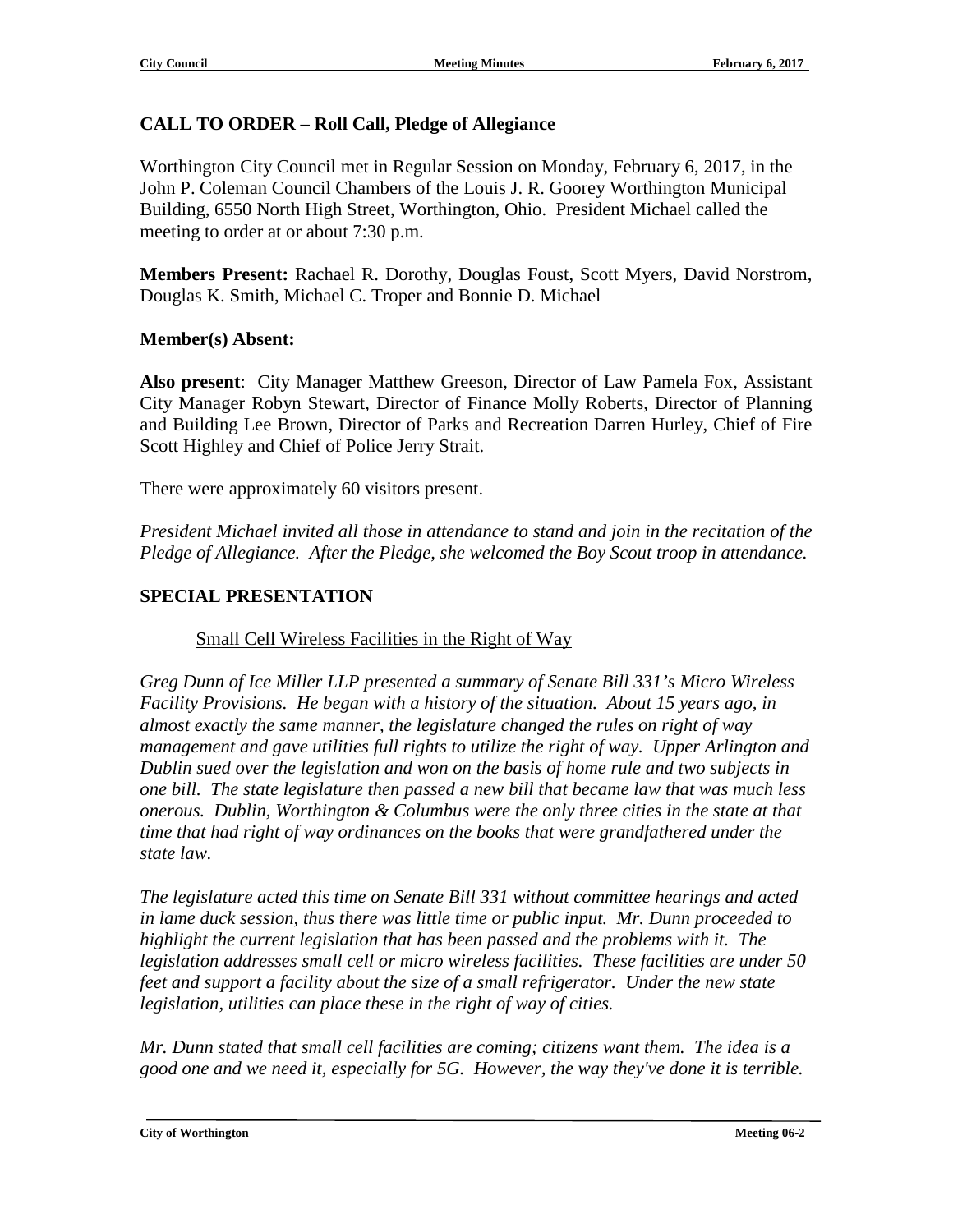## CALL TO ORDER – Roll Call, Pledge of Allegiance

Worthington City Council met in Regular Session on Monday, February 6, 2017, in the John P. Coleman Council Chambers of the Louis J. R. Goorey Worthington Municipal Building, 6550 North High Street, Worthington, Ohio. President Michael called the meeting to order at or about 7:30 p.m.

**Members Present:** Rachael R. Dorothy, Douglas Foust, Scott Myers, David Norstrom, Douglas K. Smith, Michael C. Troper and Bonnie D. Michael

**Member(s) Absent:**

**Also present**: City Manager Matthew Greeson, Director of Law Pamela Fox, Assistant City Manager Robyn Stewart, Director of Finance Molly Roberts, Director of Planning and Building Lee Brown, Director of Parks and Recreation Darren Hurley, Chief of Fire Scott Highley and Chief of Police Jerry Strait.

There were approximately 60 visitors present.

*President Michael invited all those in attendance to stand and join in the recitation of the Pledge of Allegiance. After the Pledge, she welcomed the Boy Scout troop in attendance.*

## SPECIAL PRESENTATION

Small Cell Wireless Facilities in the Right of Way

*Greg Dunn of Ice Miller LLP presented a summary of Senate Bill 331's Micro Wireless Facility Provisions. He began with a history of the situation. About 15 years ago, in almost exactly the same manner, the legislature changed the rules on right of way management and gave utilities full rights to utilize the right of way. Upper Arlington and Dublin sued over the legislation and won on the basis of home rule and two subjects in one bill. The state legislature then passed a new bill that became law that was much less onerous. Dublin, Worthington & Columbus were the only three cities in the state at that time that had right of way ordinances on the books that were grandfathered under the state law.*

*The legislature acted this time on Senate Bill 331 without committee hearings and acted in lame duck session, thus there was little time or public input. Mr. Dunn proceeded to highlight the current legislation that has been passed and the problems with it. The legislation addresses small cell or micro wireless facilities. These facilities are under 50 feet and support a facility about the size of a small refrigerator. Under the new state legislation, utilities can place these in the right of way of cities.*

*Mr. Dunn stated that small cell facilities are coming; citizens want them. The idea is a good one and we need it, especially for 5G. However, the way they've done it is terrible.*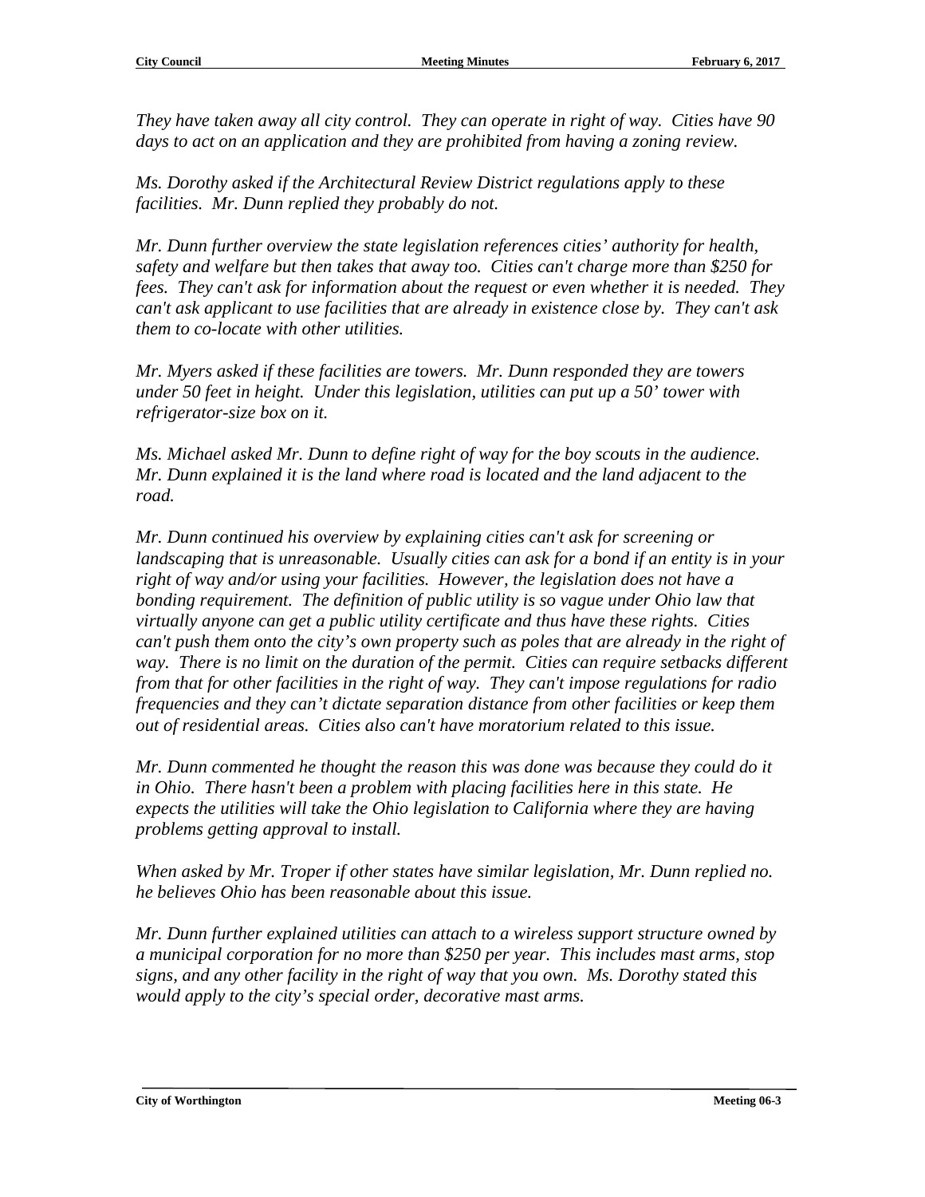*They have taken away all city control. They can operate in right of way. Cities have 90 days to act on an application and they are prohibited from having a zoning review.*

*Ms. Dorothy asked if the Architectural Review District regulations apply to these facilities. Mr. Dunn replied they probably do not.*

*Mr. Dunn further overview the state legislation references cities' authority for health, safety and welfare but then takes that away too. Cities can't charge more than $250 for fees. They can't ask for information about the request or even whether it is needed. They can't ask applicant to use facilities that are already in existence close by. They can't ask them to co-locate with other utilities.*

*Mr. Myers asked if these facilities are towers. Mr. Dunn responded they are towers under 50 feet in height. Under this legislation, utilities can put up a 50' tower with refrigerator-size box on it.*

*Ms. Michael asked Mr. Dunn to define right of way for the boy scouts in the audience. Mr. Dunn explained it is the land where road is located and the land adjacent to the road.*

*Mr. Dunn continued his overview by explaining cities can't ask for screening or landscaping that is unreasonable. Usually cities can ask for a bond if an entity is in your right of way and/or using your facilities. However, the legislation does not have a bonding requirement. The definition of public utility is so vague under Ohio law that virtually anyone can get a public utility certificate and thus have these rights. Cities can't push them onto the city's own property such as poles that are already in the right of way. There is no limit on the duration of the permit. Cities can require setbacks different from that for other facilities in the right of way. They can't impose regulations for radio frequencies and they can't dictate separation distance from other facilities or keep them out of residential areas. Cities also can't have moratorium related to this issue.*

*Mr. Dunn commented he thought the reason this was done was because they could do it in Ohio. There hasn't been a problem with placing facilities here in this state. He expects the utilities will take the Ohio legislation to California where they are having problems getting approval to install.*

*When asked by Mr. Troper if other states have similar legislation, Mr. Dunn replied no. he believes Ohio has been reasonable about this issue.*

*Mr. Dunn further explained utilities can attach to a wireless support structure owned by a municipal corporation for no more than $250 per year. This includes mast arms, stop signs, and any other facility in the right of way that you own. Ms. Dorothy stated this would apply to the city's special order, decorative mast arms.*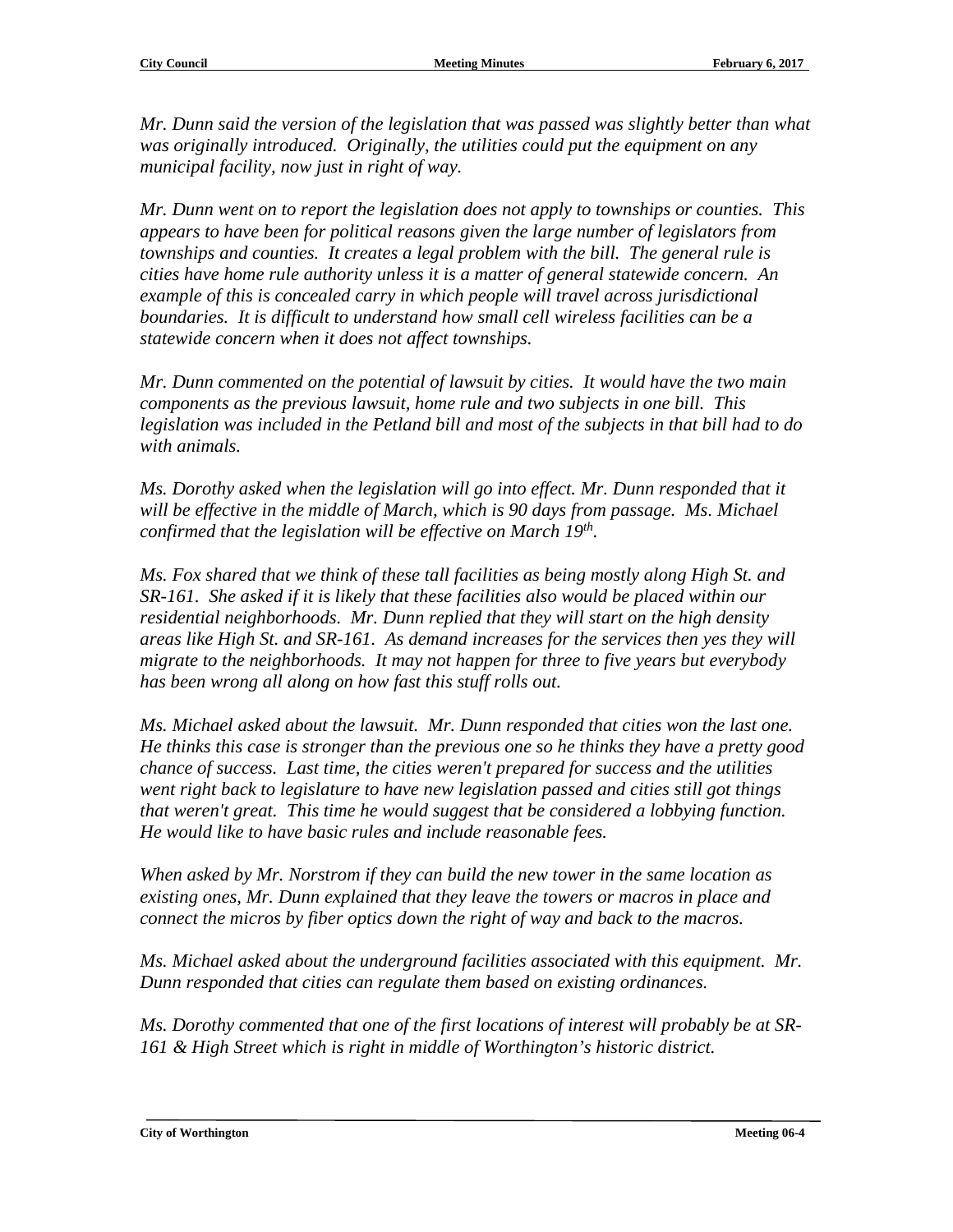*Mr. Dunn said the version of the legislation that was passed was slightly better than what was originally introduced. Originally, the utilities could put the equipment on any municipal facility, now just in right of way.*

*Mr. Dunn went on to report the legislation does not apply to townships or counties. This appears to have been for political reasons given the large number of legislators from townships and counties. It creates a legal problem with the bill. The general rule is cities have home rule authority unless it is a matter of general statewide concern. An example of this is concealed carry in which people will travel across jurisdictional boundaries. It is difficult to understand how small cell wireless facilities can be a statewide concern when it does not affect townships.*

*Mr. Dunn commented on the potential of lawsuit by cities. It would have the two main components as the previous lawsuit, home rule and two subjects in one bill. This legislation was included in the Petland bill and most of the subjects in that bill had to do with animals.*

*Ms. Dorothy asked when the legislation will go into effect. Mr. Dunn responded that it will be effective in the middle of March, which is 90 days from passage. Ms. Michael confirmed that the legislation will be effective on March 19th.*

*Ms. Fox shared that we think of these tall facilities as being mostly along High St. and SR-161. She asked if it is likely that these facilities also would be placed within our residential neighborhoods. Mr. Dunn replied that they will start on the high density areas like High St. and SR-161. As demand increases for the services then yes they will migrate to the neighborhoods. It may not happen for three to five years but everybody has been wrong all along on how fast this stuff rolls out.*

*Ms. Michael asked about the lawsuit. Mr. Dunn responded that cities won the last one. He thinks this case is stronger than the previous one so he thinks they have a pretty good chance of success. Last time, the cities weren't prepared for success and the utilities went right back to legislature to have new legislation passed and cities still got things that weren't great. This time he would suggest that be considered a lobbying function. He would like to have basic rules and include reasonable fees.*

*When asked by Mr. Norstrom if they can build the new tower in the same location as existing ones, Mr. Dunn explained that they leave the towers or macros in place and connect the micros by fiber optics down the right of way and back to the macros.*

*Ms. Michael asked about the underground facilities associated with this equipment. Mr. Dunn responded that cities can regulate them based on existing ordinances.*

*Ms. Dorothy commented that one of the first locations of interest will probably be at SR-161 & High Street which is right in middle of Worthington's historic district.*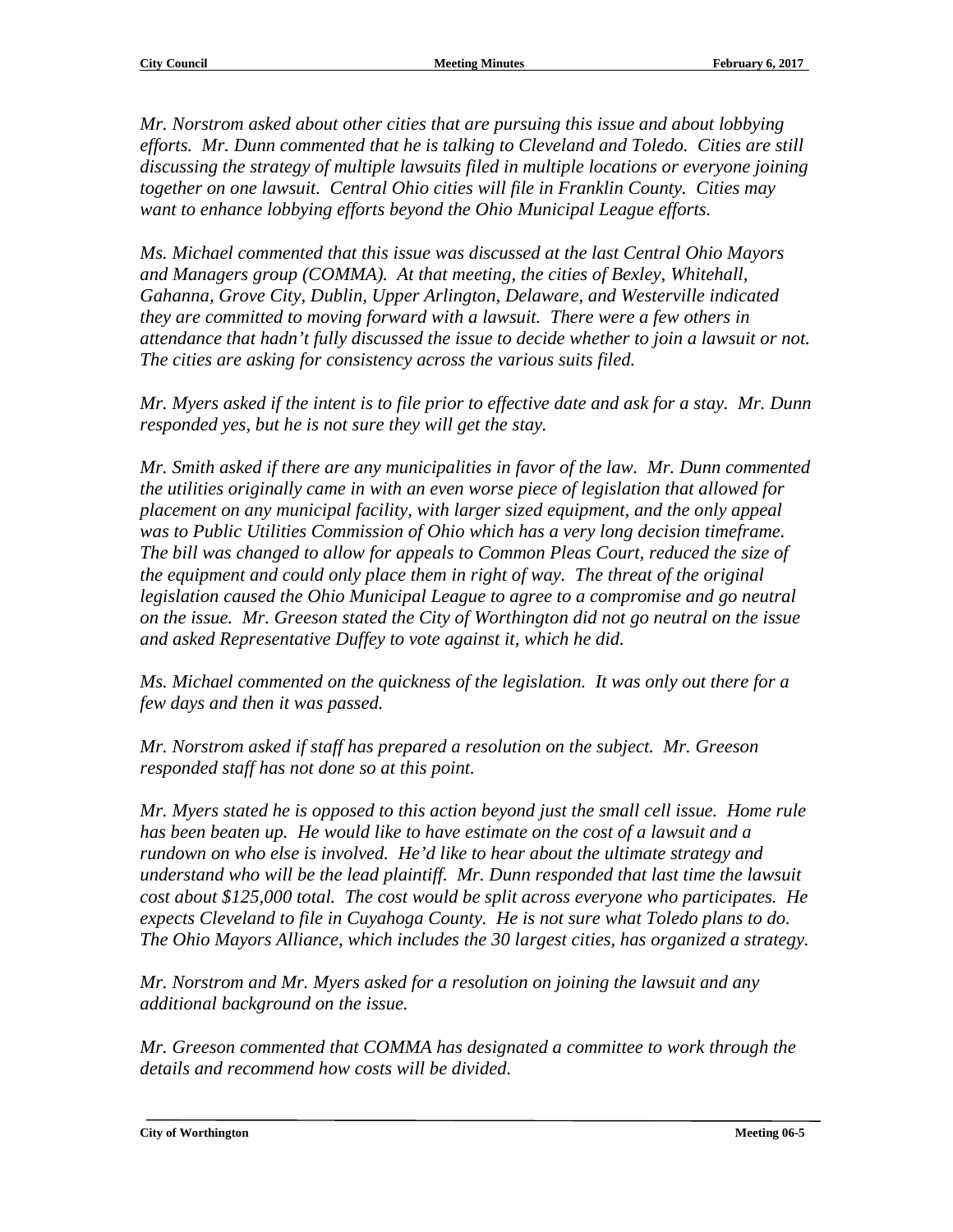*Mr. Norstrom asked about other cities that are pursuing this issue and about lobbying efforts. Mr. Dunn commented that he is talking to Cleveland and Toledo. Cities are still discussing the strategy of multiple lawsuits filed in multiple locations or everyone joining together on one lawsuit. Central Ohio cities will file in Franklin County. Cities may want to enhance lobbying efforts beyond the Ohio Municipal League efforts.*

*Ms. Michael commented that this issue was discussed at the last Central Ohio Mayors and Managers group (COMMA). At that meeting, the cities of Bexley, Whitehall, Gahanna, Grove City, Dublin, Upper Arlington, Delaware, and Westerville indicated they are committed to moving forward with a lawsuit. There were a few others in attendance that hadn't fully discussed the issue to decide whether to join a lawsuit or not. The cities are asking for consistency across the various suits filed.*

*Mr. Myers asked if the intent is to file prior to effective date and ask for a stay. Mr. Dunn responded yes, but he is not sure they will get the stay.*

*Mr. Smith asked if there are any municipalities in favor of the law. Mr. Dunn commented the utilities originally came in with an even worse piece of legislation that allowed for placement on any municipal facility, with larger sized equipment, and the only appeal was to Public Utilities Commission of Ohio which has a very long decision timeframe. The bill was changed to allow for appeals to Common Pleas Court, reduced the size of the equipment and could only place them in right of way. The threat of the original legislation caused the Ohio Municipal League to agree to a compromise and go neutral on the issue. Mr. Greeson stated the City of Worthington did not go neutral on the issue and asked Representative Duffey to vote against it, which he did.*

*Ms. Michael commented on the quickness of the legislation. It was only out there for a few days and then it was passed.*

*Mr. Norstrom asked if staff has prepared a resolution on the subject. Mr. Greeson responded staff has not done so at this point.*

*Mr. Myers stated he is opposed to this action beyond just the small cell issue. Home rule has been beaten up. He would like to have estimate on the cost of a lawsuit and a rundown on who else is involved. He'd like to hear about the ultimate strategy and understand who will be the lead plaintiff. Mr. Dunn responded that last time the lawsuit cost about $125,000 total. The cost would be split across everyone who participates. He expects Cleveland to file in Cuyahoga County. He is not sure what Toledo plans to do. The Ohio Mayors Alliance, which includes the 30 largest cities, has organized a strategy.*

*Mr. Norstrom and Mr. Myers asked for a resolution on joining the lawsuit and any additional background on the issue.*

*Mr. Greeson commented that COMMA has designated a committee to work through the details and recommend how costs will be divided.*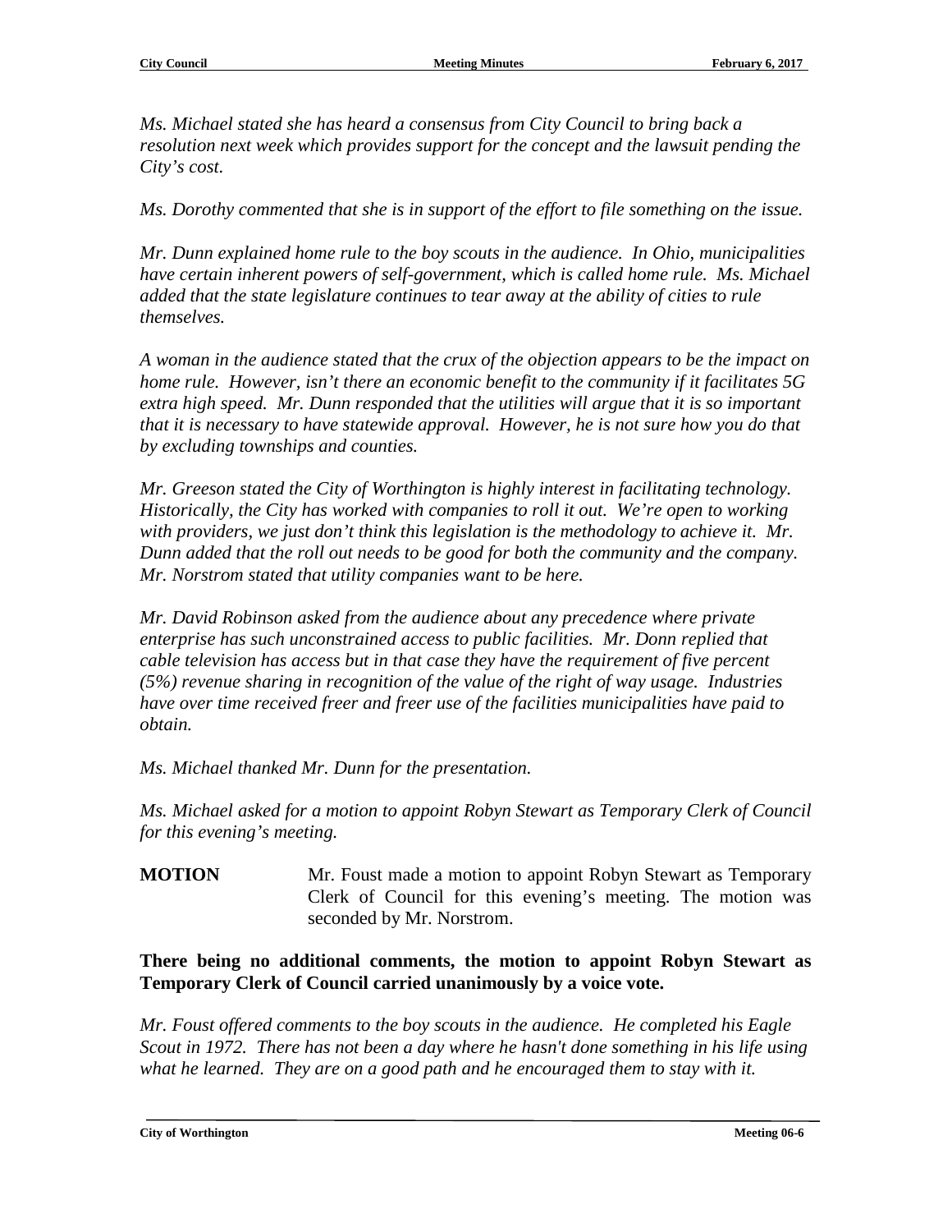*Ms. Michael stated she has heard a consensus from City Council to bring back a resolution next week which provides support for the concept and the lawsuit pending the City's cost.*

*Ms. Dorothy commented that she is in support of the effort to file something on the issue.*

*Mr. Dunn explained home rule to the boy scouts in the audience. In Ohio, municipalities have certain inherent powers of self-government, which is called home rule. Ms. Michael added that the state legislature continues to tear away at the ability of cities to rule themselves.*

*A woman in the audience stated that the crux of the objection appears to be the impact on home rule. However, isn't there an economic benefit to the community if it facilitates 5G extra high speed. Mr. Dunn responded that the utilities will argue that it is so important that it is necessary to have statewide approval. However, he is not sure how you do that by excluding townships and counties.*

*Mr. Greeson stated the City of Worthington is highly interest in facilitating technology. Historically, the City has worked with companies to roll it out. We're open to working with providers, we just don't think this legislation is the methodology to achieve it. Mr. Dunn added that the roll out needs to be good for both the community and the company. Mr. Norstrom stated that utility companies want to be here.*

*Mr. David Robinson asked from the audience about any precedence where private enterprise has such unconstrained access to public facilities. Mr. Donn replied that cable television has access but in that case they have the requirement of five percent (5%) revenue sharing in recognition of the value of the right of way usage. Industries have over time received freer and freer use of the facilities municipalities have paid to obtain.*

*Ms. Michael thanked Mr. Dunn for the presentation.*

*Ms. Michael asked for a motion to appoint Robyn Stewart as Temporary Clerk of Council for this evening's meeting.*

**MOTION** Mr. Foust made a motion to appoint Robyn Stewart as Temporary Clerk of Council for this evening's meeting. The motion was seconded by Mr. Norstrom.

**There being no additional comments, the motion to appoint Robyn Stewart as Temporary Clerk of Council carried unanimously by a voice vote.**

*Mr. Foust offered comments to the boy scouts in the audience. He completed his Eagle Scout in 1972. There has not been a day where he hasn't done something in his life using what he learned. They are on a good path and he encouraged them to stay with it.*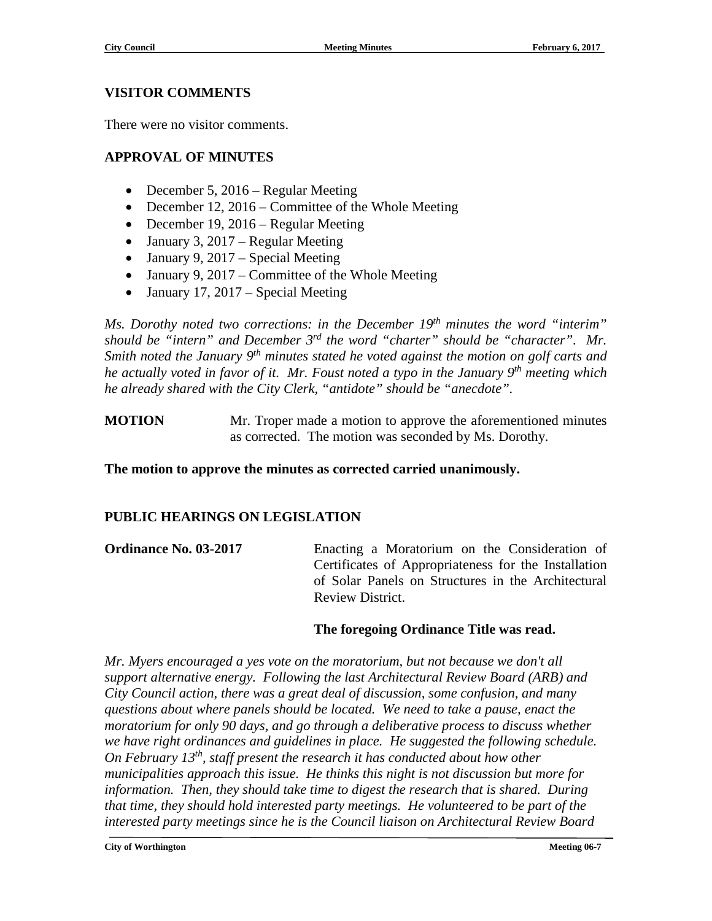## VISITOR COMMENTS

There were no visitor comments.

## APPROVAL OF MINUTES

- December 5, 2016 – Regular Meeting
- December 12, 2016 – Committee of the Whole Meeting
- December 19, 2016 – Regular Meeting
- January 3, 2017 – Regular Meeting
- January 9, 2017 – Special Meeting
- January 9, 2017 – Committee of the Whole Meeting
- January 17, 2017 – Special Meeting

*Ms. Dorothy noted two corrections: in the December 19th minutes the word "interim" should be "intern" and December 3rd the word "charter" should be "character". Mr. Smith noted the January 9th minutes stated he voted against the motion on golf carts and he actually voted in favor of it. Mr. Foust noted a typo in the January 9th meeting which he already shared with the City Clerk, "antidote" should be "anecdote".*

**MOTION** Mr. Troper made a motion to approve the aforementioned minutes as corrected. The motion was seconded by Ms. Dorothy.

**The motion to approve the minutes as corrected carried unanimously.**

## PUBLIC HEARINGS ON LEGISLATION

**Ordinance No. 03-2017** Enacting a Moratorium on the Consideration of Certificates of Appropriateness for the Installation of Solar Panels on Structures in the Architectural Review District.

**The foregoing Ordinance Title was read.**

*Mr. Myers encouraged a yes vote on the moratorium, but not because we don't all support alternative energy. Following the last Architectural Review Board (ARB) and City Council action, there was a great deal of discussion, some confusion, and many questions about where panels should be located. We need to take a pause, enact the moratorium for only 90 days, and go through a deliberative process to discuss whether we have right ordinances and guidelines in place. He suggested the following schedule. On February 13th, staff present the research it has conducted about how other municipalities approach this issue. He thinks this night is not discussion but more for information. Then, they should take time to digest the research that is shared. During that time, they should hold interested party meetings. He volunteered to be part of the interested party meetings since he is the Council liaison on Architectural Review Board*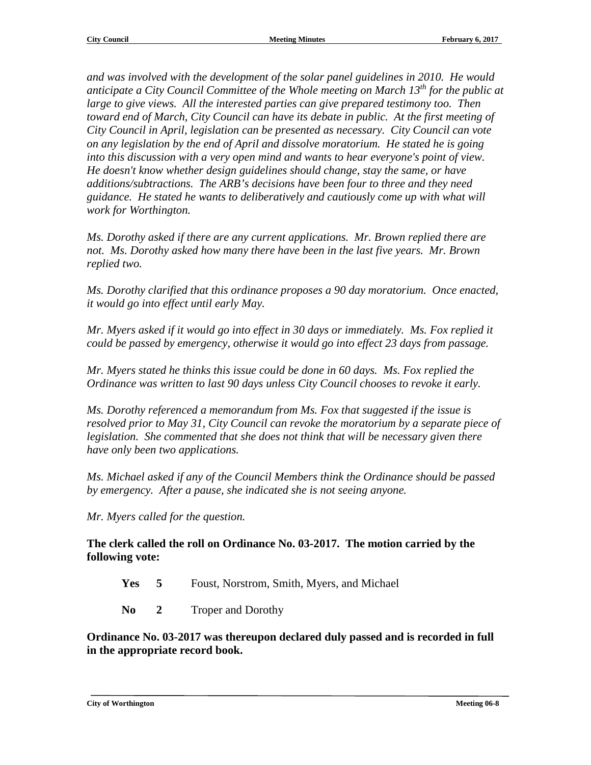*and was involved with the development of the solar panel guidelines in 2010. He would anticipate a City Council Committee of the Whole meeting on March 13th for the public at large to give views. All the interested parties can give prepared testimony too. Then toward end of March, City Council can have its debate in public. At the first meeting of City Council in April, legislation can be presented as necessary. City Council can vote on any legislation by the end of April and dissolve moratorium. He stated he is going into this discussion with a very open mind and wants to hear everyone's point of view. He doesn't know whether design guidelines should change, stay the same, or have additions/subtractions. The ARB's decisions have been four to three and they need guidance. He stated he wants to deliberatively and cautiously come up with what will work for Worthington.*

*Ms. Dorothy asked if there are any current applications. Mr. Brown replied there are not. Ms. Dorothy asked how many there have been in the last five years. Mr. Brown replied two.*

*Ms. Dorothy clarified that this ordinance proposes a 90 day moratorium. Once enacted, it would go into effect until early May.*

*Mr. Myers asked if it would go into effect in 30 days or immediately. Ms. Fox replied it could be passed by emergency, otherwise it would go into effect 23 days from passage.*

*Mr. Myers stated he thinks this issue could be done in 60 days. Ms. Fox replied the Ordinance was written to last 90 days unless City Council chooses to revoke it early.*

*Ms. Dorothy referenced a memorandum from Ms. Fox that suggested if the issue is resolved prior to May 31, City Council can revoke the moratorium by a separate piece of legislation. She commented that she does not think that will be necessary given there have only been two applications.*

*Ms. Michael asked if any of the Council Members think the Ordinance should be passed by emergency. After a pause, she indicated she is not seeing anyone.*

*Mr. Myers called for the question.*

**The clerk called the roll on Ordinance No. 03-2017. The motion carried by the following vote:**

**Yes 5** Foust, Norstrom, Smith, Myers, and Michael

**No 2** Troper and Dorothy

**Ordinance No. 03-2017 was thereupon declared duly passed and is recorded in full in the appropriate record book.**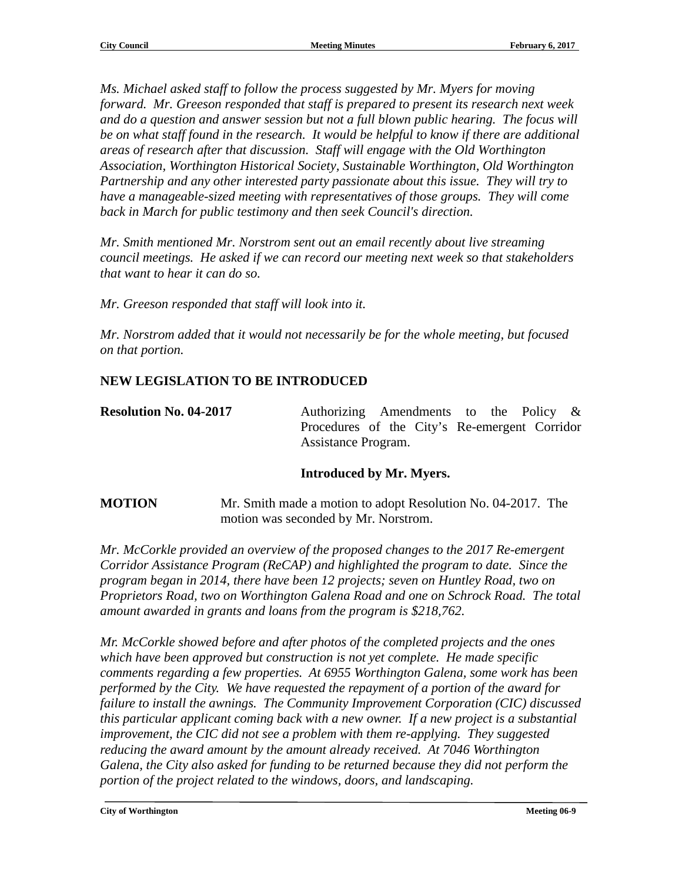*Ms. Michael asked staff to follow the process suggested by Mr. Myers for moving forward. Mr. Greeson responded that staff is prepared to present its research next week and do a question and answer session but not a full blown public hearing. The focus will be on what staff found in the research. It would be helpful to know if there are additional areas of research after that discussion. Staff will engage with the Old Worthington Association, Worthington Historical Society, Sustainable Worthington, Old Worthington Partnership and any other interested party passionate about this issue. They will try to have a manageable-sized meeting with representatives of those groups. They will come back in March for public testimony and then seek Council's direction.*

*Mr. Smith mentioned Mr. Norstrom sent out an email recently about live streaming council meetings. He asked if we can record our meeting next week so that stakeholders that want to hear it can do so.*

*Mr. Greeson responded that staff will look into it.*

*Mr. Norstrom added that it would not necessarily be for the whole meeting, but focused on that portion.*

## NEW LEGISLATION TO BE INTRODUCED

**Resolution No. 04-2017** Authorizing Amendments to the Policy & Procedures of the City's Re-emergent Corridor Assistance Program.

**Introduced by Mr. Myers.**

**MOTION** Mr. Smith made a motion to adopt Resolution No. 04-2017. The motion was seconded by Mr. Norstrom.

*Mr. McCorkle provided an overview of the proposed changes to the 2017 Re-emergent Corridor Assistance Program (ReCAP) and highlighted the program to date. Since the program began in 2014, there have been 12 projects; seven on Huntley Road, two on Proprietors Road, two on Worthington Galena Road and one on Schrock Road. The total amount awarded in grants and loans from the program is $218,762.*

*Mr. McCorkle showed before and after photos of the completed projects and the ones which have been approved but construction is not yet complete. He made specific comments regarding a few properties. At 6955 Worthington Galena, some work has been performed by the City. We have requested the repayment of a portion of the award for failure to install the awnings. The Community Improvement Corporation (CIC) discussed this particular applicant coming back with a new owner. If a new project is a substantial improvement, the CIC did not see a problem with them re-applying. They suggested reducing the award amount by the amount already received. At 7046 Worthington Galena, the City also asked for funding to be returned because they did not perform the portion of the project related to the windows, doors, and landscaping.*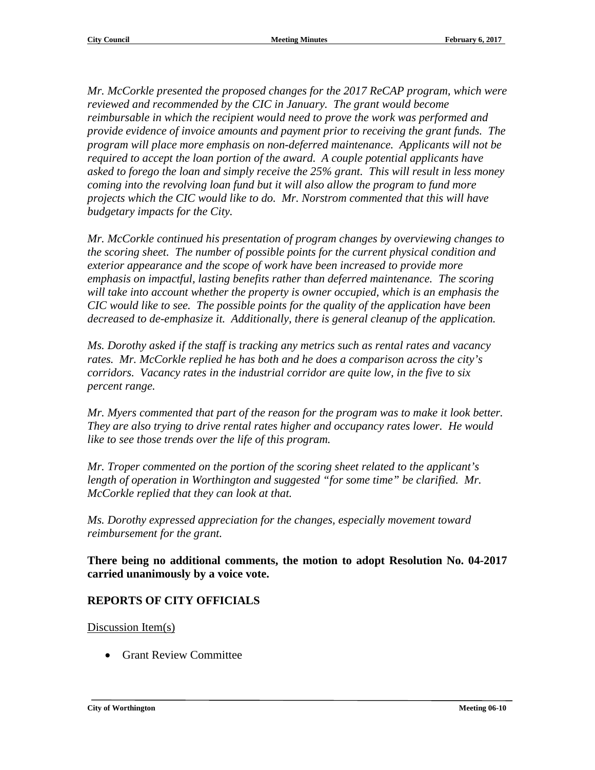*Mr. McCorkle presented the proposed changes for the 2017 ReCAP program, which were reviewed and recommended by the CIC in January. The grant would become reimbursable in which the recipient would need to prove the work was performed and provide evidence of invoice amounts and payment prior to receiving the grant funds. The program will place more emphasis on non-deferred maintenance. Applicants will not be required to accept the loan portion of the award. A couple potential applicants have asked to forego the loan and simply receive the 25% grant. This will result in less money coming into the revolving loan fund but it will also allow the program to fund more projects which the CIC would like to do. Mr. Norstrom commented that this will have budgetary impacts for the City.*

*Mr. McCorkle continued his presentation of program changes by overviewing changes to the scoring sheet. The number of possible points for the current physical condition and exterior appearance and the scope of work have been increased to provide more emphasis on impactful, lasting benefits rather than deferred maintenance. The scoring will take into account whether the property is owner occupied, which is an emphasis the CIC would like to see. The possible points for the quality of the application have been decreased to de-emphasize it. Additionally, there is general cleanup of the application.*

*Ms. Dorothy asked if the staff is tracking any metrics such as rental rates and vacancy rates. Mr. McCorkle replied he has both and he does a comparison across the city's corridors. Vacancy rates in the industrial corridor are quite low, in the five to six percent range.*

*Mr. Myers commented that part of the reason for the program was to make it look better. They are also trying to drive rental rates higher and occupancy rates lower. He would like to see those trends over the life of this program.*

*Mr. Troper commented on the portion of the scoring sheet related to the applicant's length of operation in Worthington and suggested "for some time" be clarified. Mr. McCorkle replied that they can look at that.*

*Ms. Dorothy expressed appreciation for the changes, especially movement toward reimbursement for the grant.*

**There being no additional comments, the motion to adopt Resolution No. 04-2017 carried unanimously by a voice vote.**

## REPORTS OF CITY OFFICIALS

Discussion Item(s)

- Grant Review Committee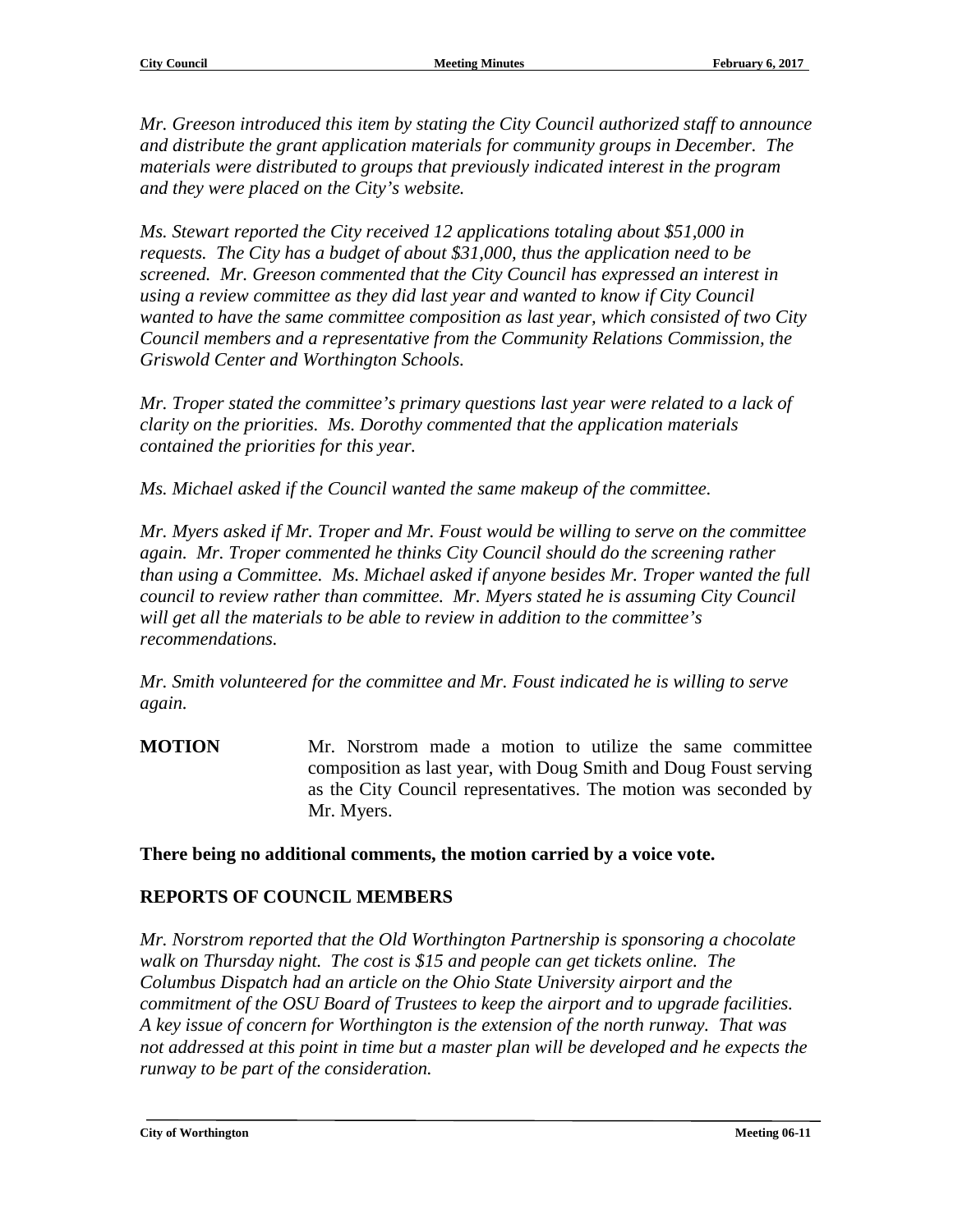*Mr. Greeson introduced this item by stating the City Council authorized staff to announce and distribute the grant application materials for community groups in December. The materials were distributed to groups that previously indicated interest in the program and they were placed on the City's website.*

*Ms. Stewart reported the City received 12 applications totaling about $51,000 in requests. The City has a budget of about $31,000, thus the application need to be screened. Mr. Greeson commented that the City Council has expressed an interest in using a review committee as they did last year and wanted to know if City Council wanted to have the same committee composition as last year, which consisted of two City Council members and a representative from the Community Relations Commission, the Griswold Center and Worthington Schools.*

*Mr. Troper stated the committee's primary questions last year were related to a lack of clarity on the priorities. Ms. Dorothy commented that the application materials contained the priorities for this year.*

*Ms. Michael asked if the Council wanted the same makeup of the committee.*

*Mr. Myers asked if Mr. Troper and Mr. Foust would be willing to serve on the committee again. Mr. Troper commented he thinks City Council should do the screening rather than using a Committee. Ms. Michael asked if anyone besides Mr. Troper wanted the full council to review rather than committee. Mr. Myers stated he is assuming City Council will get all the materials to be able to review in addition to the committee's recommendations.*

*Mr. Smith volunteered for the committee and Mr. Foust indicated he is willing to serve again.*

**MOTION** Mr. Norstrom made a motion to utilize the same committee composition as last year, with Doug Smith and Doug Foust serving as the City Council representatives. The motion was seconded by Mr. Myers.

**There being no additional comments, the motion carried by a voice vote.**

## REPORTS OF COUNCIL MEMBERS

*Mr. Norstrom reported that the Old Worthington Partnership is sponsoring a chocolate walk on Thursday night. The cost is $15 and people can get tickets online. The Columbus Dispatch had an article on the Ohio State University airport and the commitment of the OSU Board of Trustees to keep the airport and to upgrade facilities. A key issue of concern for Worthington is the extension of the north runway. That was not addressed at this point in time but a master plan will be developed and he expects the runway to be part of the consideration.*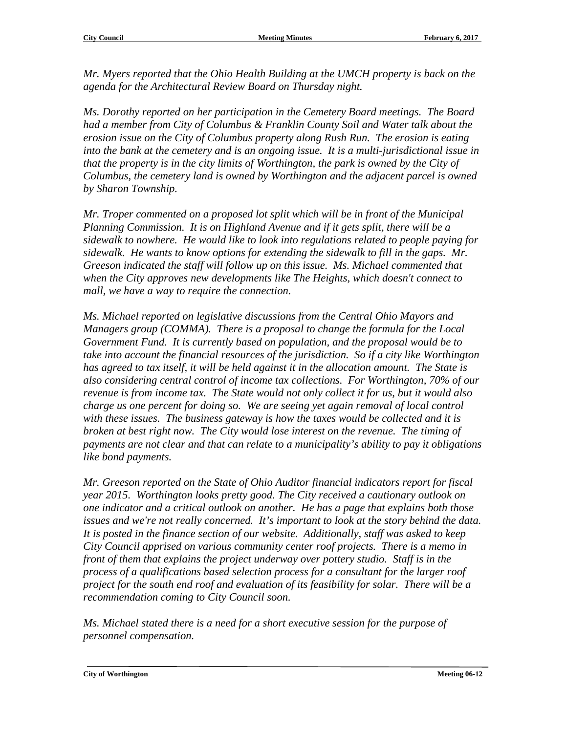*Mr. Myers reported that the Ohio Health Building at the UMCH property is back on the agenda for the Architectural Review Board on Thursday night.*

*Ms. Dorothy reported on her participation in the Cemetery Board meetings. The Board had a member from City of Columbus & Franklin County Soil and Water talk about the erosion issue on the City of Columbus property along Rush Run. The erosion is eating into the bank at the cemetery and is an ongoing issue. It is a multi-jurisdictional issue in that the property is in the city limits of Worthington, the park is owned by the City of Columbus, the cemetery land is owned by Worthington and the adjacent parcel is owned by Sharon Township.*

*Mr. Troper commented on a proposed lot split which will be in front of the Municipal Planning Commission. It is on Highland Avenue and if it gets split, there will be a sidewalk to nowhere. He would like to look into regulations related to people paying for sidewalk. He wants to know options for extending the sidewalk to fill in the gaps. Mr. Greeson indicated the staff will follow up on this issue. Ms. Michael commented that when the City approves new developments like The Heights, which doesn't connect to mall, we have a way to require the connection.*

*Ms. Michael reported on legislative discussions from the Central Ohio Mayors and Managers group (COMMA). There is a proposal to change the formula for the Local Government Fund. It is currently based on population, and the proposal would be to take into account the financial resources of the jurisdiction. So if a city like Worthington has agreed to tax itself, it will be held against it in the allocation amount. The State is also considering central control of income tax collections. For Worthington, 70% of our revenue is from income tax. The State would not only collect it for us, but it would also charge us one percent for doing so. We are seeing yet again removal of local control with these issues. The business gateway is how the taxes would be collected and it is broken at best right now. The City would lose interest on the revenue. The timing of payments are not clear and that can relate to a municipality's ability to pay it obligations like bond payments.*

*Mr. Greeson reported on the State of Ohio Auditor financial indicators report for fiscal year 2015. Worthington looks pretty good. The City received a cautionary outlook on one indicator and a critical outlook on another. He has a page that explains both those issues and we're not really concerned. It's important to look at the story behind the data. It is posted in the finance section of our website. Additionally, staff was asked to keep City Council apprised on various community center roof projects. There is a memo in front of them that explains the project underway over pottery studio. Staff is in the process of a qualifications based selection process for a consultant for the larger roof project for the south end roof and evaluation of its feasibility for solar. There will be a recommendation coming to City Council soon.*

*Ms. Michael stated there is a need for a short executive session for the purpose of personnel compensation.*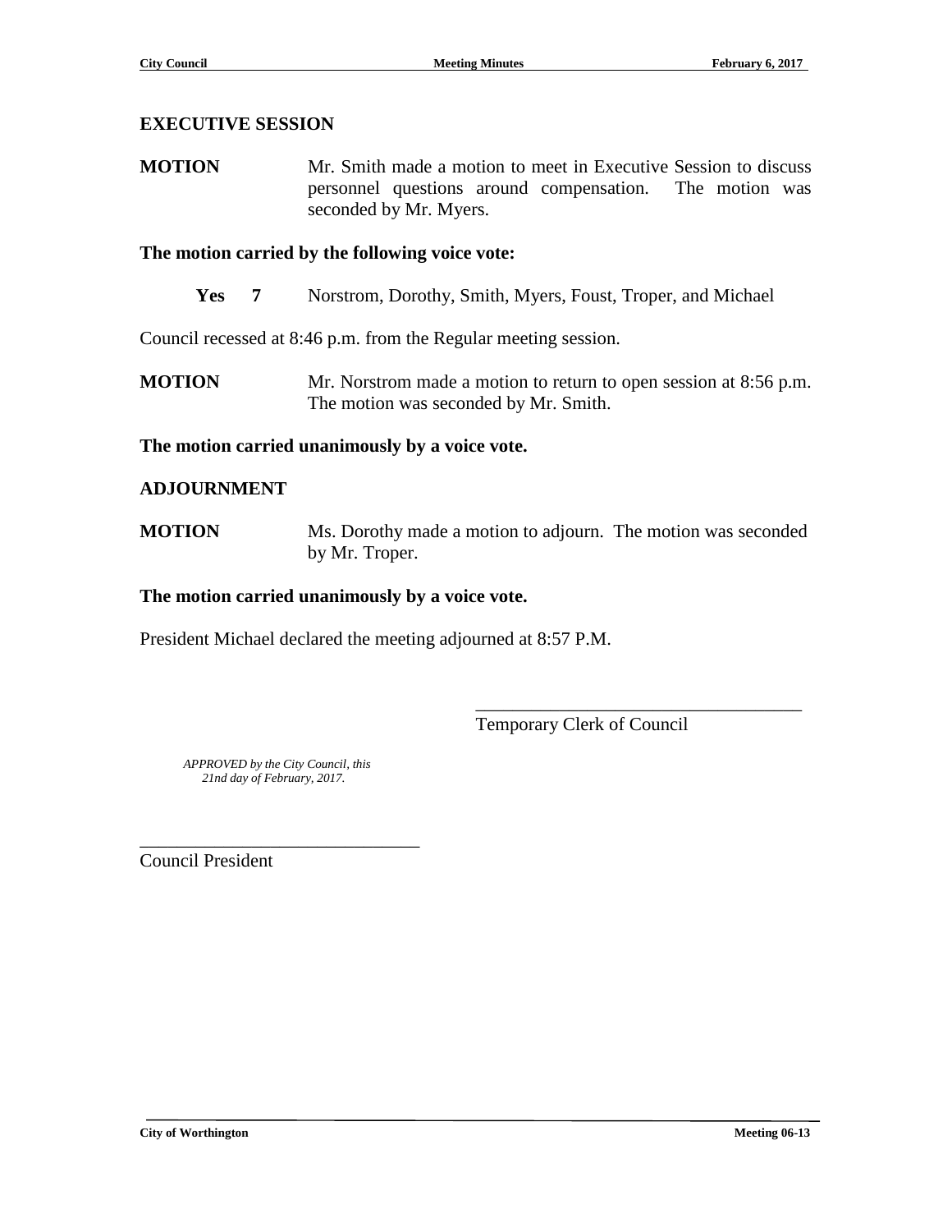## EXECUTIVE SESSION

**MOTION** Mr. Smith made a motion to meet in Executive Session to discuss personnel questions around compensation. The motion was seconded by Mr. Myers.

**The motion carried by the following voice vote:**

**Yes 7** Norstrom, Dorothy, Smith, Myers, Foust, Troper, and Michael

Council recessed at 8:46 p.m. from the Regular meeting session.

**MOTION** Mr. Norstrom made a motion to return to open session at 8:56 p.m. The motion was seconded by Mr. Smith.

**The motion carried unanimously by a voice vote.**

## ADJOURNMENT

**MOTION** Ms. Dorothy made a motion to adjourn. The motion was seconded by Mr. Troper.

**The motion carried unanimously by a voice vote.**

President Michael declared the meeting adjourned at 8:57 P.M.

\_\_\_\_\_\_\_\_\_\_\_\_\_\_\_\_\_\_\_\_\_\_\_\_\_\_\_\_\_\_\_\_\_\_\_
Temporary Clerk of Council

*APPROVED by the City Council, this 21nd day of February, 2017.*

\_\_\_\_\_\_\_\_\_\_\_\_\_\_\_\_\_\_\_\_\_\_\_\_\_\_\_\_\_\_
Council President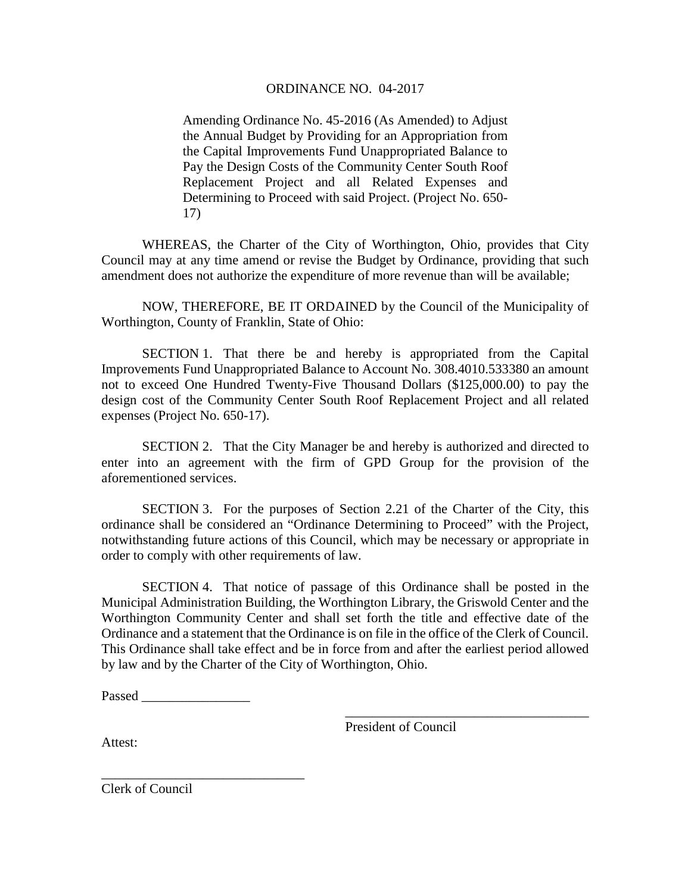ORDINANCE NO. 04-2017

Amending Ordinance No. 45-2016 (As Amended) to Adjust the Annual Budget by Providing for an Appropriation from the Capital Improvements Fund Unappropriated Balance to Pay the Design Costs of the Community Center South Roof Replacement Project and all Related Expenses and Determining to Proceed with said Project. (Project No. 650-17)

WHEREAS, the Charter of the City of Worthington, Ohio, provides that City Council may at any time amend or revise the Budget by Ordinance, providing that such amendment does not authorize the expenditure of more revenue than will be available;

NOW, THEREFORE, BE IT ORDAINED by the Council of the Municipality of Worthington, County of Franklin, State of Ohio:

SECTION 1. That there be and hereby is appropriated from the Capital Improvements Fund Unappropriated Balance to Account No. 308.4010.533380 an amount not to exceed One Hundred Twenty-Five Thousand Dollars ($125,000.00) to pay the design cost of the Community Center South Roof Replacement Project and all related expenses (Project No. 650-17).

SECTION 2. That the City Manager be and hereby is authorized and directed to enter into an agreement with the firm of GPD Group for the provision of the aforementioned services.

SECTION 3. For the purposes of Section 2.21 of the Charter of the City, this ordinance shall be considered an "Ordinance Determining to Proceed" with the Project, notwithstanding future actions of this Council, which may be necessary or appropriate in order to comply with other requirements of law.

SECTION 4. That notice of passage of this Ordinance shall be posted in the Municipal Administration Building, the Worthington Library, the Griswold Center and the Worthington Community Center and shall set forth the title and effective date of the Ordinance and a statement that the Ordinance is on file in the office of the Clerk of Council. This Ordinance shall take effect and be in force from and after the earliest period allowed by law and by the Charter of the City of Worthington, Ohio.

Passed \_\_\_\_\_\_\_\_\_\_\_\_\_\_\_\_

\_\_\_\_\_\_\_\_\_\_\_\_\_\_\_\_\_\_\_\_\_\_\_\_\_\_\_\_\_\_\_\_\_\_\_\_\_
President of Council

Attest:

\_\_\_\_\_\_\_\_\_\_\_\_\_\_\_\_\_\_\_\_\_\_\_\_\_\_\_\_\_\_\_
Clerk of Council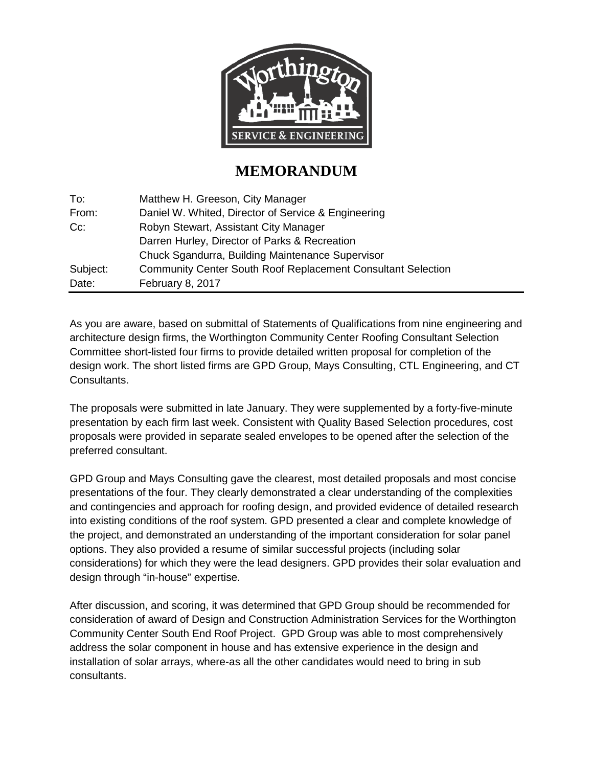# MEMORANDUM

| | |
|---|---|
| To: | Matthew H. Greeson, City Manager |
| From: | Daniel W. Whited, Director of Service & Engineering |
| Cc: | Robyn Stewart, Assistant City Manager |
| | Darren Hurley, Director of Parks & Recreation |
| | Chuck Sgandurra, Building Maintenance Supervisor |
| Subject: | Community Center South Roof Replacement Consultant Selection |
| Date: | February 8, 2017 |

As you are aware, based on submittal of Statements of Qualifications from nine engineering and architecture design firms, the Worthington Community Center Roofing Consultant Selection Committee short-listed four firms to provide detailed written proposal for completion of the design work. The short listed firms are GPD Group, Mays Consulting, CTL Engineering, and CT Consultants.

The proposals were submitted in late January. They were supplemented by a forty-five-minute presentation by each firm last week. Consistent with Quality Based Selection procedures, cost proposals were provided in separate sealed envelopes to be opened after the selection of the preferred consultant.

GPD Group and Mays Consulting gave the clearest, most detailed proposals and most concise presentations of the four. They clearly demonstrated a clear understanding of the complexities and contingencies and approach for roofing design, and provided evidence of detailed research into existing conditions of the roof system. GPD presented a clear and complete knowledge of the project, and demonstrated an understanding of the important consideration for solar panel options. They also provided a resume of similar successful projects (including solar considerations) for which they were the lead designers. GPD provides their solar evaluation and design through "in-house" expertise.

After discussion, and scoring, it was determined that GPD Group should be recommended for consideration of award of Design and Construction Administration Services for the Worthington Community Center South End Roof Project. GPD Group was able to most comprehensively address the solar component in house and has extensive experience in the design and installation of solar arrays, where-as all the other candidates would need to bring in sub consultants.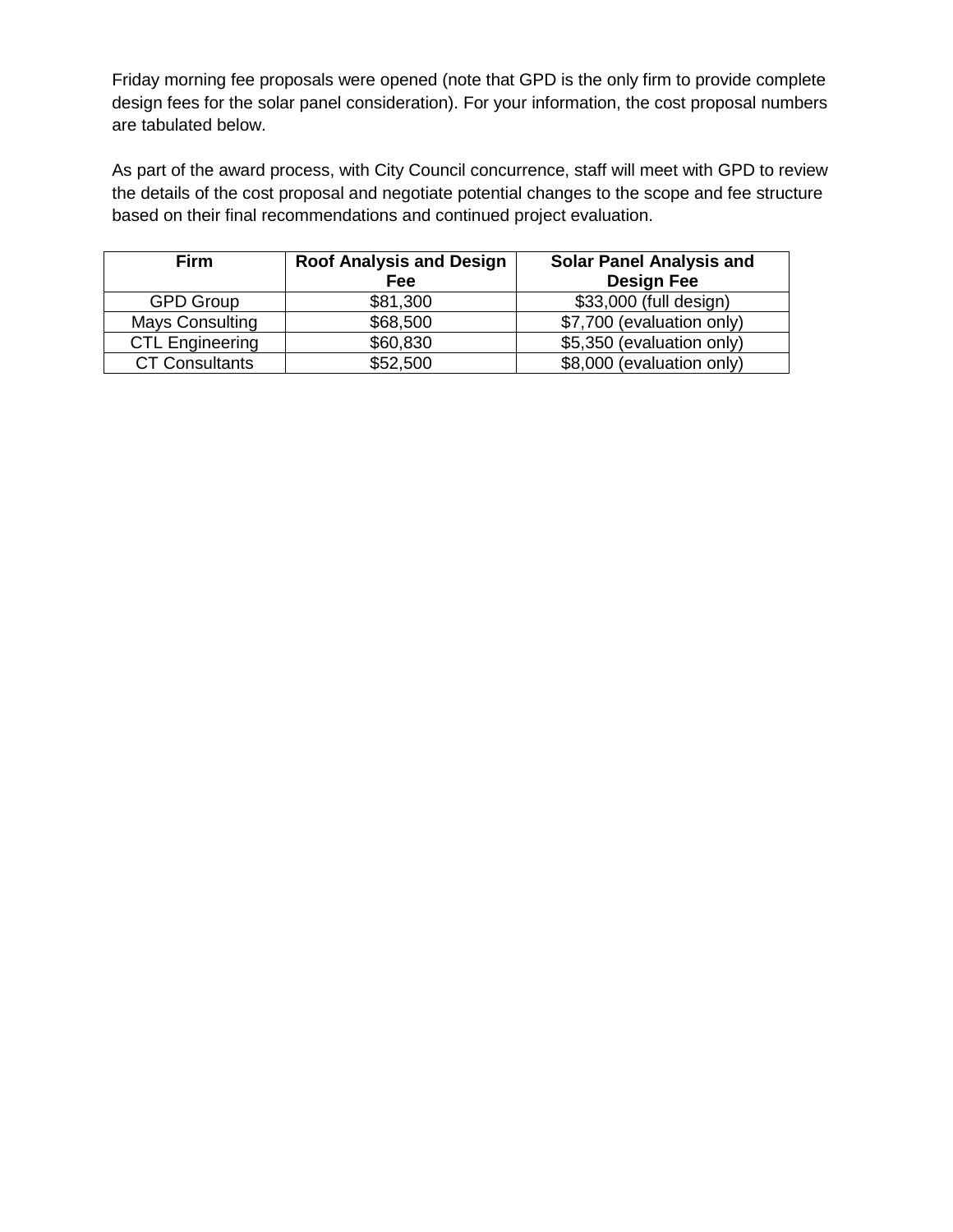Friday morning fee proposals were opened (note that GPD is the only firm to provide complete design fees for the solar panel consideration). For your information, the cost proposal numbers are tabulated below.

As part of the award process, with City Council concurrence, staff will meet with GPD to review the details of the cost proposal and negotiate potential changes to the scope and fee structure based on their final recommendations and continued project evaluation.

| **Firm** | **Roof Analysis and Design Fee** | **Solar Panel Analysis and Design Fee** |
|---|---|---|
| GPD Group | $81,300 | $33,000 (full design) |
| Mays Consulting | $68,500 | $7,700 (evaluation only) |
| CTL Engineering | $60,830 | $5,350 (evaluation only) |
| CT Consultants | $52,500 | $8,000 (evaluation only) |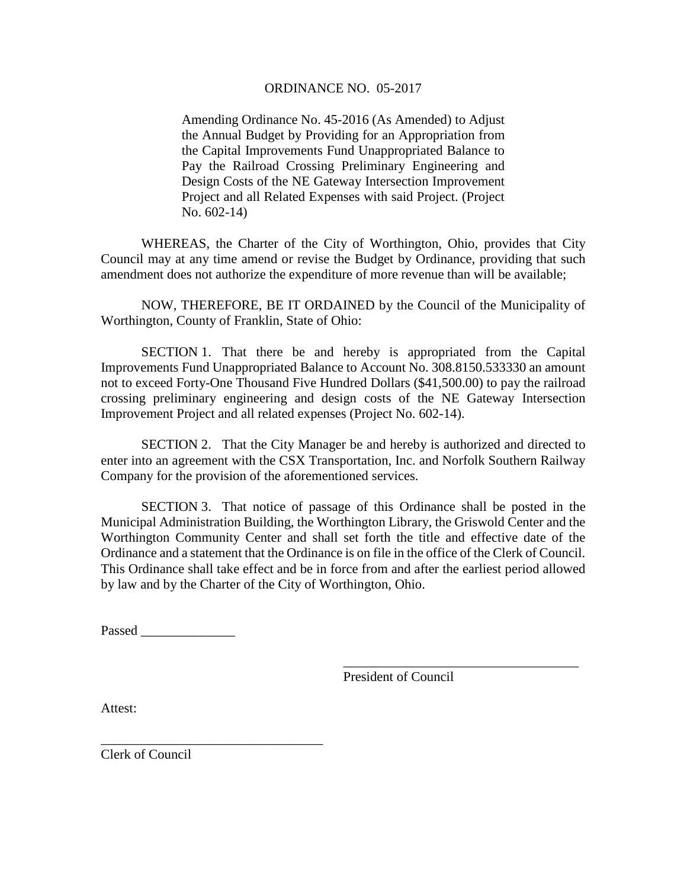ORDINANCE NO. 05-2017

Amending Ordinance No. 45-2016 (As Amended) to Adjust the Annual Budget by Providing for an Appropriation from the Capital Improvements Fund Unappropriated Balance to Pay the Railroad Crossing Preliminary Engineering and Design Costs of the NE Gateway Intersection Improvement Project and all Related Expenses with said Project. (Project No. 602-14)

WHEREAS, the Charter of the City of Worthington, Ohio, provides that City Council may at any time amend or revise the Budget by Ordinance, providing that such amendment does not authorize the expenditure of more revenue than will be available;

NOW, THEREFORE, BE IT ORDAINED by the Council of the Municipality of Worthington, County of Franklin, State of Ohio:

SECTION 1. That there be and hereby is appropriated from the Capital Improvements Fund Unappropriated Balance to Account No. 308.8150.533330 an amount not to exceed Forty-One Thousand Five Hundred Dollars ($41,500.00) to pay the railroad crossing preliminary engineering and design costs of the NE Gateway Intersection Improvement Project and all related expenses (Project No. 602-14).

SECTION 2. That the City Manager be and hereby is authorized and directed to enter into an agreement with the CSX Transportation, Inc. and Norfolk Southern Railway Company for the provision of the aforementioned services.

SECTION 3. That notice of passage of this Ordinance shall be posted in the Municipal Administration Building, the Worthington Library, the Griswold Center and the Worthington Community Center and shall set forth the title and effective date of the Ordinance and a statement that the Ordinance is on file in the office of the Clerk of Council. This Ordinance shall take effect and be in force from and after the earliest period allowed by law and by the Charter of the City of Worthington, Ohio.

Passed ______________

___________________________________
President of Council

Attest:

_________________________________
Clerk of Council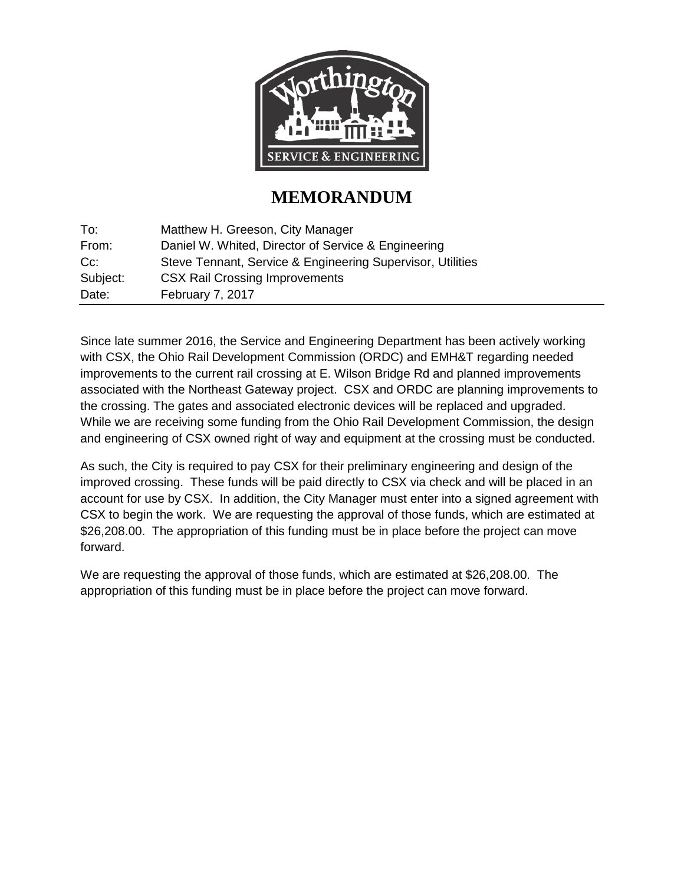# MEMORANDUM

| | |
|---|---|
| To: | Matthew H. Greeson, City Manager |
| From: | Daniel W. Whited, Director of Service & Engineering |
| Cc: | Steve Tennant, Service & Engineering Supervisor, Utilities |
| Subject: | CSX Rail Crossing Improvements |
| Date: | February 7, 2017 |

Since late summer 2016, the Service and Engineering Department has been actively working with CSX, the Ohio Rail Development Commission (ORDC) and EMH&T regarding needed improvements to the current rail crossing at E. Wilson Bridge Rd and planned improvements associated with the Northeast Gateway project. CSX and ORDC are planning improvements to the crossing. The gates and associated electronic devices will be replaced and upgraded. While we are receiving some funding from the Ohio Rail Development Commission, the design and engineering of CSX owned right of way and equipment at the crossing must be conducted.

As such, the City is required to pay CSX for their preliminary engineering and design of the improved crossing. These funds will be paid directly to CSX via check and will be placed in an account for use by CSX. In addition, the City Manager must enter into a signed agreement with CSX to begin the work. We are requesting the approval of those funds, which are estimated at $26,208.00. The appropriation of this funding must be in place before the project can move forward.

We are requesting the approval of those funds, which are estimated at $26,208.00. The appropriation of this funding must be in place before the project can move forward.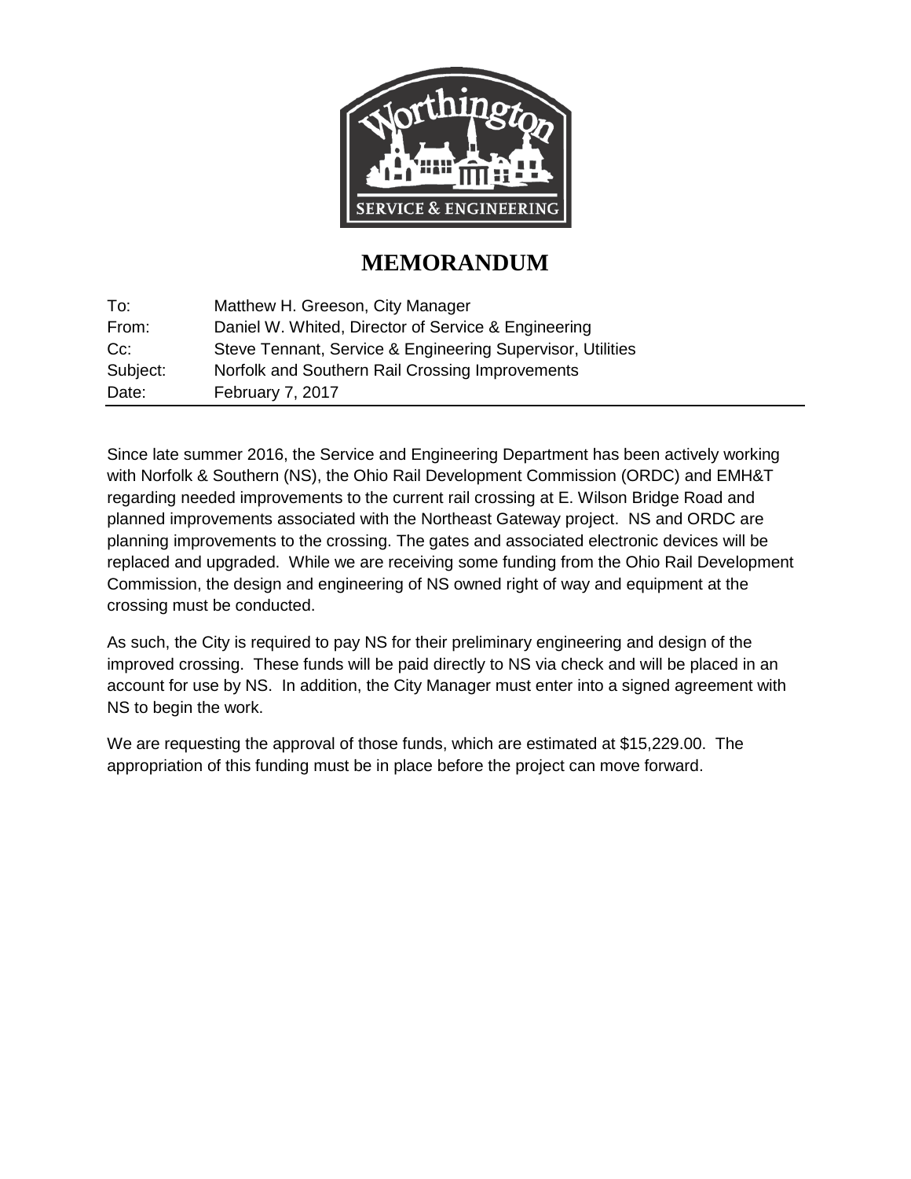# MEMORANDUM

To: Matthew H. Greeson, City Manager
From: Daniel W. Whited, Director of Service & Engineering
Cc: Steve Tennant, Service & Engineering Supervisor, Utilities
Subject: Norfolk and Southern Rail Crossing Improvements
Date: February 7, 2017

Since late summer 2016, the Service and Engineering Department has been actively working with Norfolk & Southern (NS), the Ohio Rail Development Commission (ORDC) and EMH&T regarding needed improvements to the current rail crossing at E. Wilson Bridge Road and planned improvements associated with the Northeast Gateway project. NS and ORDC are planning improvements to the crossing. The gates and associated electronic devices will be replaced and upgraded. While we are receiving some funding from the Ohio Rail Development Commission, the design and engineering of NS owned right of way and equipment at the crossing must be conducted.

As such, the City is required to pay NS for their preliminary engineering and design of the improved crossing. These funds will be paid directly to NS via check and will be placed in an account for use by NS. In addition, the City Manager must enter into a signed agreement with NS to begin the work.

We are requesting the approval of those funds, which are estimated at $15,229.00. The appropriation of this funding must be in place before the project can move forward.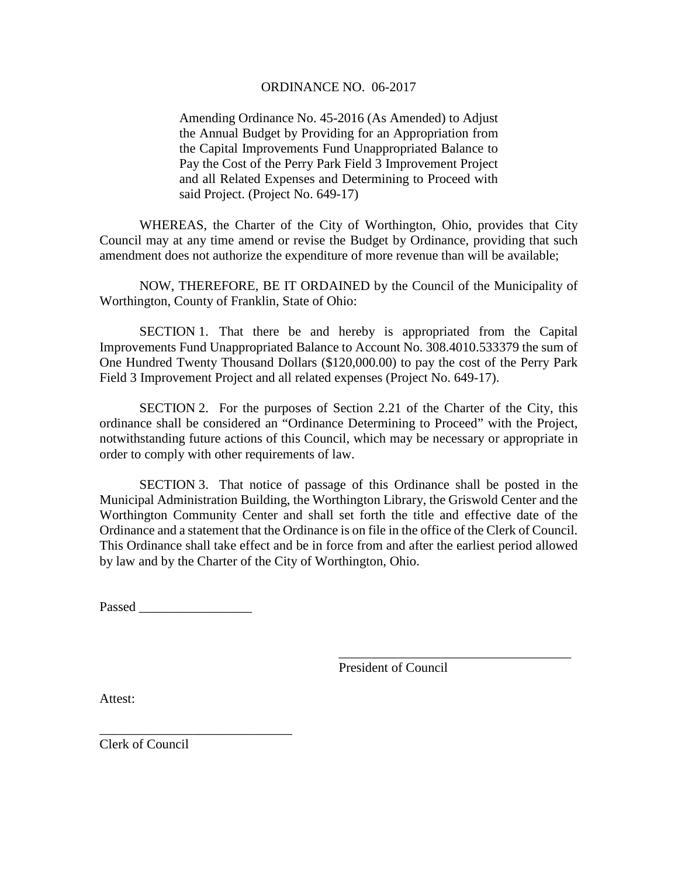# ORDINANCE NO. 06-2017

Amending Ordinance No. 45-2016 (As Amended) to Adjust the Annual Budget by Providing for an Appropriation from the Capital Improvements Fund Unappropriated Balance to Pay the Cost of the Perry Park Field 3 Improvement Project and all Related Expenses and Determining to Proceed with said Project. (Project No. 649-17)

WHEREAS, the Charter of the City of Worthington, Ohio, provides that City Council may at any time amend or revise the Budget by Ordinance, providing that such amendment does not authorize the expenditure of more revenue than will be available;

NOW, THEREFORE, BE IT ORDAINED by the Council of the Municipality of Worthington, County of Franklin, State of Ohio:

SECTION 1. That there be and hereby is appropriated from the Capital Improvements Fund Unappropriated Balance to Account No. 308.4010.533379 the sum of One Hundred Twenty Thousand Dollars ($120,000.00) to pay the cost of the Perry Park Field 3 Improvement Project and all related expenses (Project No. 649-17).

SECTION 2. For the purposes of Section 2.21 of the Charter of the City, this ordinance shall be considered an "Ordinance Determining to Proceed" with the Project, notwithstanding future actions of this Council, which may be necessary or appropriate in order to comply with other requirements of law.

SECTION 3. That notice of passage of this Ordinance shall be posted in the Municipal Administration Building, the Worthington Library, the Griswold Center and the Worthington Community Center and shall set forth the title and effective date of the Ordinance and a statement that the Ordinance is on file in the office of the Clerk of Council. This Ordinance shall take effect and be in force from and after the earliest period allowed by law and by the Charter of the City of Worthington, Ohio.

Passed _________________

_____________________________________
President of Council

Attest:

_____________________________
Clerk of Council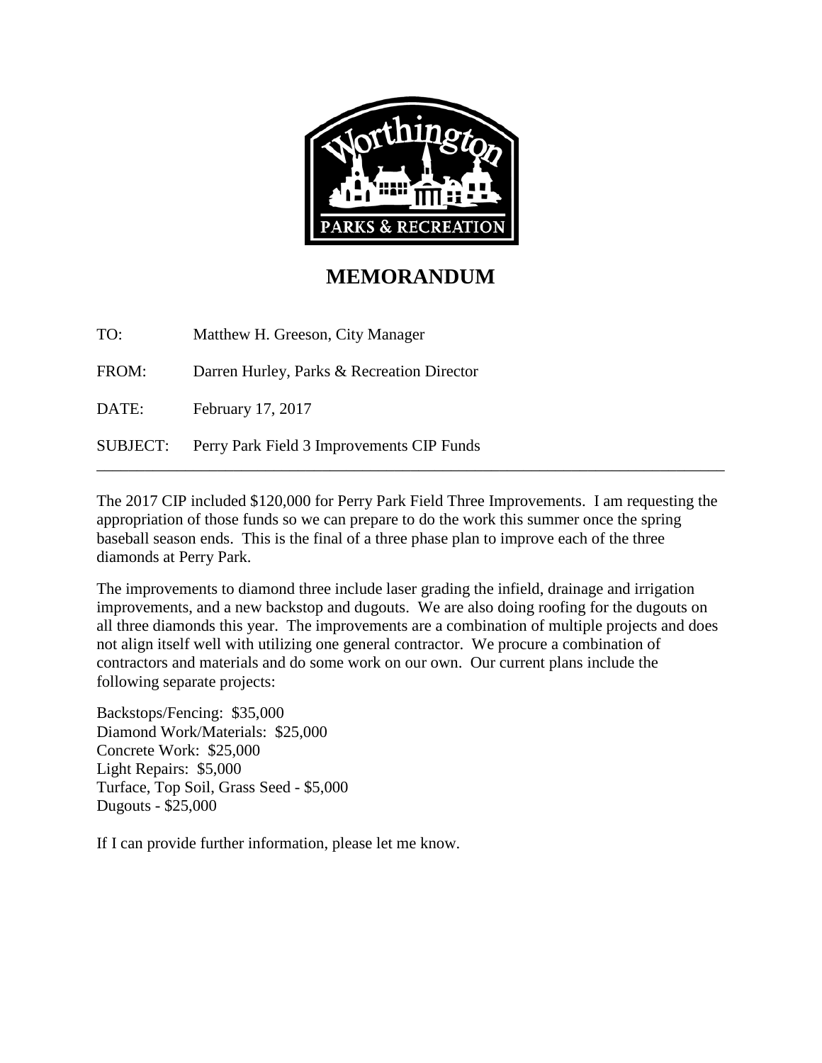# MEMORANDUM

TO: Matthew H. Greeson, City Manager

FROM: Darren Hurley, Parks & Recreation Director

DATE: February 17, 2017

SUBJECT: Perry Park Field 3 Improvements CIP Funds

---

The 2017 CIP included $120,000 for Perry Park Field Three Improvements. I am requesting the appropriation of those funds so we can prepare to do the work this summer once the spring baseball season ends. This is the final of a three phase plan to improve each of the three diamonds at Perry Park.

The improvements to diamond three include laser grading the infield, drainage and irrigation improvements, and a new backstop and dugouts. We are also doing roofing for the dugouts on all three diamonds this year. The improvements are a combination of multiple projects and does not align itself well with utilizing one general contractor. We procure a combination of contractors and materials and do some work on our own. Our current plans include the following separate projects:

Backstops/Fencing: $35,000
Diamond Work/Materials: $25,000
Concrete Work: $25,000
Light Repairs: $5,000
Turface, Top Soil, Grass Seed - $5,000
Dugouts - $25,000

If I can provide further information, please let me know.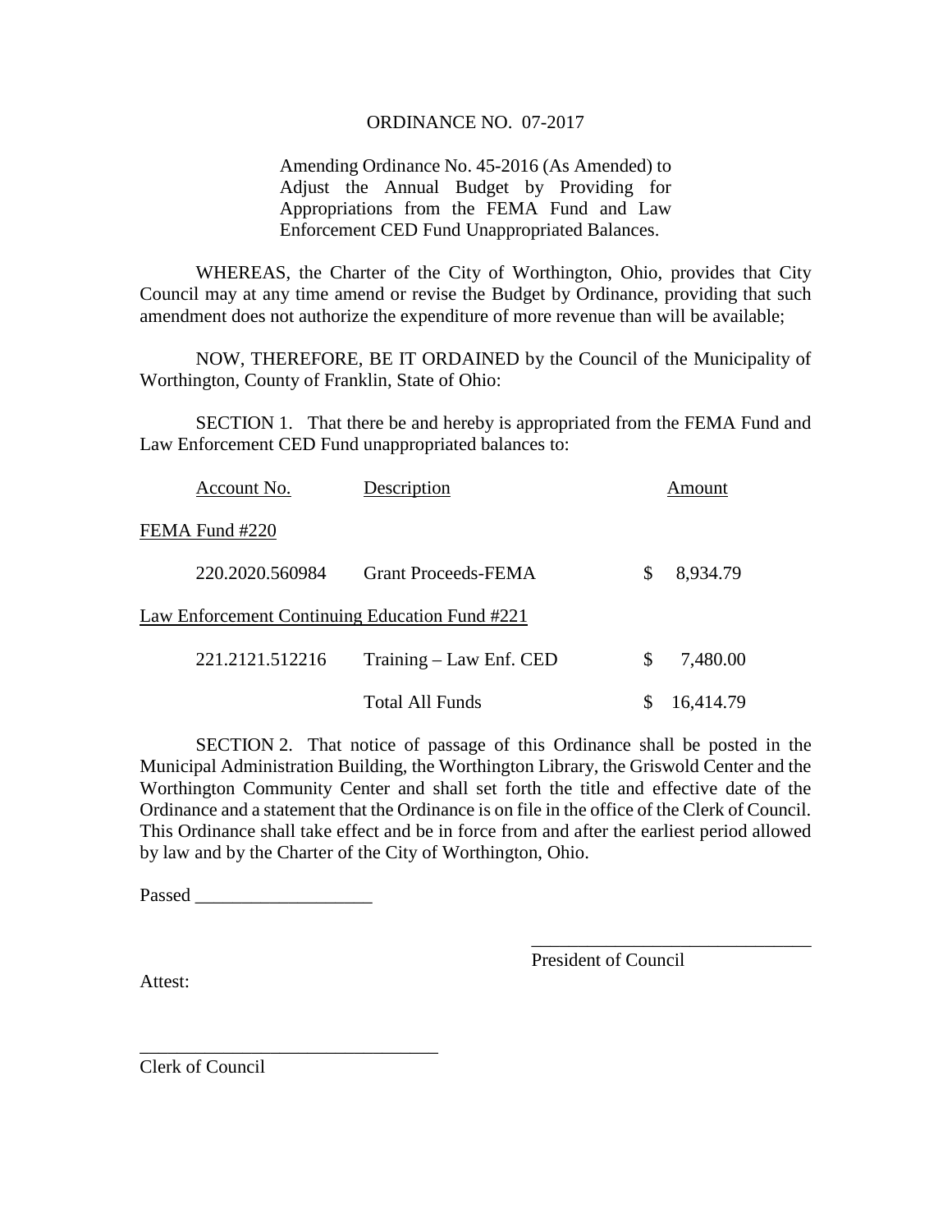# ORDINANCE NO. 07-2017

Amending Ordinance No. 45-2016 (As Amended) to Adjust the Annual Budget by Providing for Appropriations from the FEMA Fund and Law Enforcement CED Fund Unappropriated Balances.

WHEREAS, the Charter of the City of Worthington, Ohio, provides that City Council may at any time amend or revise the Budget by Ordinance, providing that such amendment does not authorize the expenditure of more revenue than will be available;

NOW, THEREFORE, BE IT ORDAINED by the Council of the Municipality of Worthington, County of Franklin, State of Ohio:

SECTION 1. That there be and hereby is appropriated from the FEMA Fund and Law Enforcement CED Fund unappropriated balances to:

| Account No. | Description | Amount |
|---|---|---|
| FEMA Fund #220 | | |
| 220.2020.560984 | Grant Proceeds-FEMA | $ 8,934.79 |
| Law Enforcement Continuing Education Fund #221 | | |
| 221.2121.512216 | Training – Law Enf. CED | $ 7,480.00 |
| | Total All Funds | $ 16,414.79 |

SECTION 2. That notice of passage of this Ordinance shall be posted in the Municipal Administration Building, the Worthington Library, the Griswold Center and the Worthington Community Center and shall set forth the title and effective date of the Ordinance and a statement that the Ordinance is on file in the office of the Clerk of Council. This Ordinance shall take effect and be in force from and after the earliest period allowed by law and by the Charter of the City of Worthington, Ohio.

Passed ___________________

_______________________________
President of Council

Attest:

_________________________________
Clerk of Council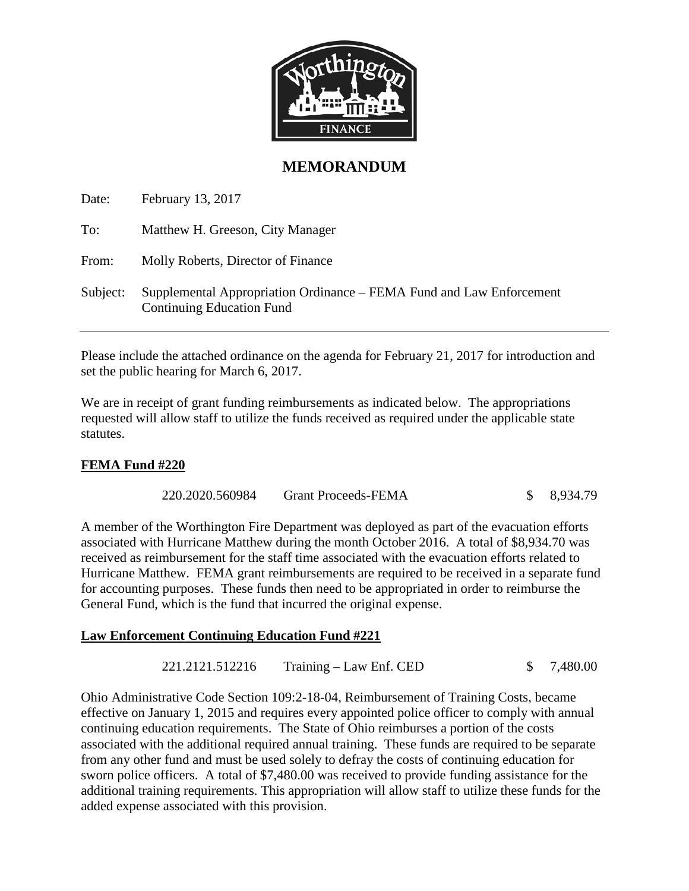# MEMORANDUM

Date: February 13, 2017

To: Matthew H. Greeson, City Manager

From: Molly Roberts, Director of Finance

Subject: Supplemental Appropriation Ordinance – FEMA Fund and Law Enforcement Continuing Education Fund

---

Please include the attached ordinance on the agenda for February 21, 2017 for introduction and set the public hearing for March 6, 2017.

We are in receipt of grant funding reimbursements as indicated below. The appropriations requested will allow staff to utilize the funds received as required under the applicable state statutes.

**FEMA Fund #220**

| | | |
|---|---|---|
| 220.2020.560984 | Grant Proceeds-FEMA | $ 8,934.79 |

A member of the Worthington Fire Department was deployed as part of the evacuation efforts associated with Hurricane Matthew during the month October 2016. A total of $8,934.70 was received as reimbursement for the staff time associated with the evacuation efforts related to Hurricane Matthew. FEMA grant reimbursements are required to be received in a separate fund for accounting purposes. These funds then need to be appropriated in order to reimburse the General Fund, which is the fund that incurred the original expense.

**Law Enforcement Continuing Education Fund #221**

| | | |
|---|---|---|
| 221.2121.512216 | Training – Law Enf. CED | $ 7,480.00 |

Ohio Administrative Code Section 109:2-18-04, Reimbursement of Training Costs, became effective on January 1, 2015 and requires every appointed police officer to comply with annual continuing education requirements. The State of Ohio reimburses a portion of the costs associated with the additional required annual training. These funds are required to be separate from any other fund and must be used solely to defray the costs of continuing education for sworn police officers. A total of $7,480.00 was received to provide funding assistance for the additional training requirements. This appropriation will allow staff to utilize these funds for the added expense associated with this provision.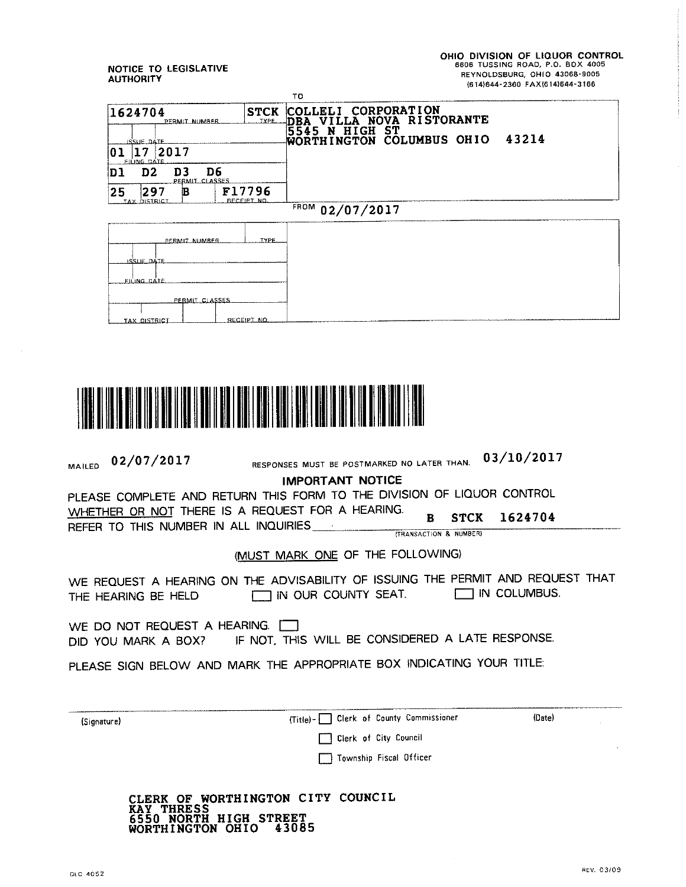NOTICE TO LEGISLATIVE AUTHORITY

**OHIO DIVISION OF LIQUOR CONTROL**
6606 TUSSING ROAD, P.O. BOX 4005
REYNOLDSBURG, OHIO 43068-9005
(614)644-2360 FAX(614)644-3166

TO

| | | |
|---|---|---|
| 1624704 PERMIT NUMBER | STCK TYPE | COLLELI CORPORATION<br>DBA VILLA NOVA RISTORANTE<br>5545 N HIGH ST<br>WORTHINGTON COLUMBUS OHIO 43214 |
| ISSUE DATE | | |
| 01 17 2017 FILING DATE | | |
| D1 D2 D3 D6 PERMIT CLASSES | | |
| 25 297 B TAX DISTRICT | F17796 RECEIPT NO. | |

FROM 02/07/2017

| | | |
|---|---|---|
| PERMIT NUMBER | TYPE | |
| ISSUE DATE | | |
| FILING DATE | | |
| PERMIT CLASSES | | |
| TAX DISTRICT | RECEIPT NO. | |

MAILED 02/07/2017 RESPONSES MUST BE POSTMARKED NO LATER THAN. 03/10/2017

**IMPORTANT NOTICE**

PLEASE COMPLETE AND RETURN THIS FORM TO THE DIVISION OF LIQUOR CONTROL WHETHER OR NOT THERE IS A REQUEST FOR A HEARING.

REFER TO THIS NUMBER IN ALL INQUIRIES **B STCK 1624704** (TRANSACTION & NUMBER)

(MUST MARK ONE OF THE FOLLOWING)

WE REQUEST A HEARING ON THE ADVISABILITY OF ISSUING THE PERMIT AND REQUEST THAT THE HEARING BE HELD ☐ IN OUR COUNTY SEAT. ☐ IN COLUMBUS.

WE DO NOT REQUEST A HEARING. ☐

DID YOU MARK A BOX? IF NOT, THIS WILL BE CONSIDERED A LATE RESPONSE.

PLEASE SIGN BELOW AND MARK THE APPROPRIATE BOX INDICATING YOUR TITLE:

(Signature) (Title)- ☐ Clerk of County Commissioner (Date)

☐ Clerk of City Council

☐ Township Fiscal Officer

CLERK OF WORTHINGTON CITY COUNCIL
KAY THRESS
6550 NORTH HIGH STREET
WORTHINGTON OHIO 43085

DLC 4052 REV. 03/09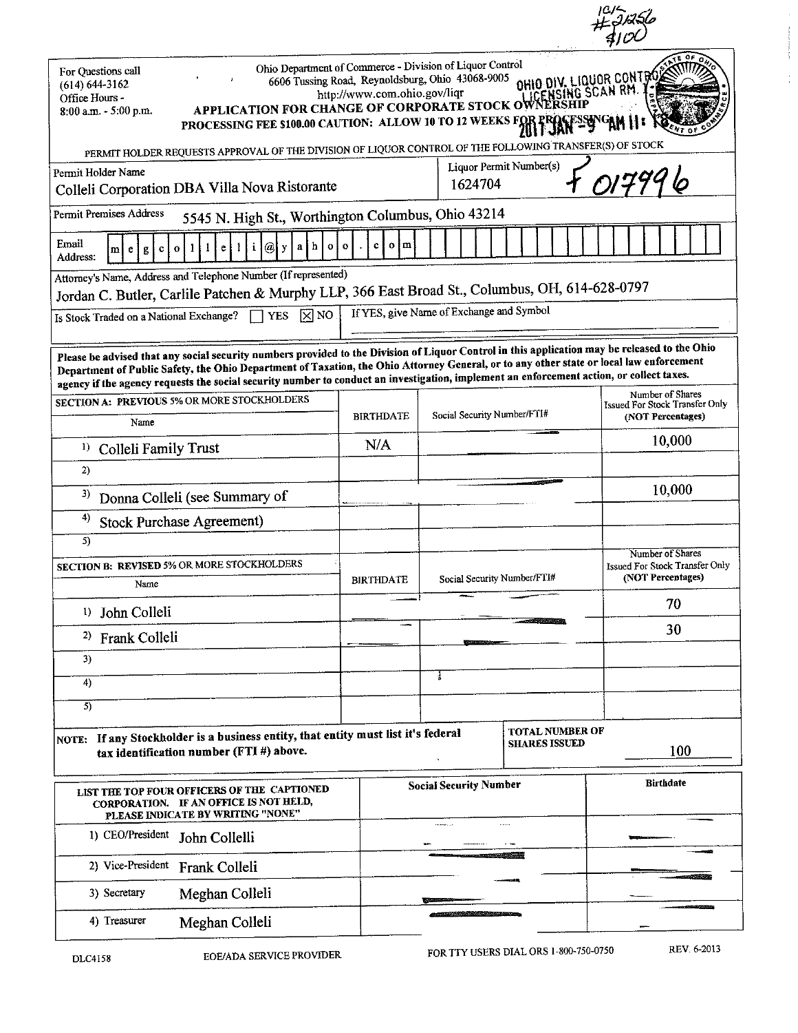10/5
#21256
$100

For Questions call
(614) 644-3162
Office Hours -
8:00 a.m. - 5:00 p.m.

Ohio Department of Commerce - Division of Liquor Control
6606 Tussing Road, Reynoldsburg, Ohio 43068-9005
http://www.com.ohio.gov/liqr

OHIO DIV. LIQUOR CONTROL
LICENSING SCAN RM.
2017 JAN -9 AM 11: 18

# APPLICATION FOR CHANGE OF CORPORATE STOCK OWNERSHIP

**PROCESSING FEE $100.00 CAUTION: ALLOW 10 TO 12 WEEKS FOR PROCESSING**

PERMIT HOLDER REQUESTS APPROVAL OF THE DIVISION OF LIQUOR CONTROL OF THE FOLLOWING TRANSFER(S) OF STOCK

| Permit Holder Name | Liquor Permit Number(s) |
|---|---|
| Colleli Corporation DBA Villa Nova Ristorante | 1624704 F 017996 |

Permit Premises Address: 5545 N. High St., Worthington Columbus, Ohio 43214

Email Address: megcolleli@yahoo.com

Attorney's Name, Address and Telephone Number (If represented)
Jordan C. Butler, Carlile Patchen & Murphy LLP, 366 East Broad St., Columbus, OH, 614-628-0797

Is Stock Traded on a National Exchange? ☐ YES ☒ NO

If YES, give Name of Exchange and Symbol

**Please be advised that any social security numbers provided to the Division of Liquor Control in this application may be released to the Ohio Department of Public Safety, the Ohio Department of Taxation, the Ohio Attorney General, or to any other state or local law enforcement agency if the agency requests the social security number to conduct an investigation, implement an enforcement action, or collect taxes.**

| SECTION A: PREVIOUS 5% OR MORE STOCKHOLDERS Name | BIRTHDATE | Social Security Number/FTI# | Number of Shares Issued For Stock Transfer Only (NOT Percentages) |
|---|---|---|---|
| 1) Colleli Family Trust | N/A | | 10,000 |
| 2) | | | |
| 3) Donna Colleli (see Summary of | | | 10,000 |
| 4) Stock Purchase Agreement) | | | |
| 5) | | | |

| SECTION B: REVISED 5% OR MORE STOCKHOLDERS Name | BIRTHDATE | Social Security Number/FTI# | Number of Shares Issued For Stock Transfer Only (NOT Percentages) |
|---|---|---|---|
| 1) John Colleli | | | 70 |
| 2) Frank Colleli | | | 30 |
| 3) | | | |
| 4) | | | |
| 5) | | | |

**NOTE: If any Stockholder is a business entity, that entity must list it's federal tax identification number (FTI #) above.**

**TOTAL NUMBER OF SHARES ISSUED** 100

| LIST THE TOP FOUR OFFICERS OF THE CAPTIONED CORPORATION. IF AN OFFICE IS NOT HELD, PLEASE INDICATE BY WRITING "NONE" | Social Security Number | Birthdate |
|---|---|---|
| 1) CEO/President John Collelli | | |
| 2) Vice-President Frank Colleli | | |
| 3) Secretary Meghan Colleli | | |
| 4) Treasurer Meghan Colleli | | |

DLC4158 EOE/ADA SERVICE PROVIDER FOR TTY USERS DIAL ORS 1-800-750-0750 REV. 6-2013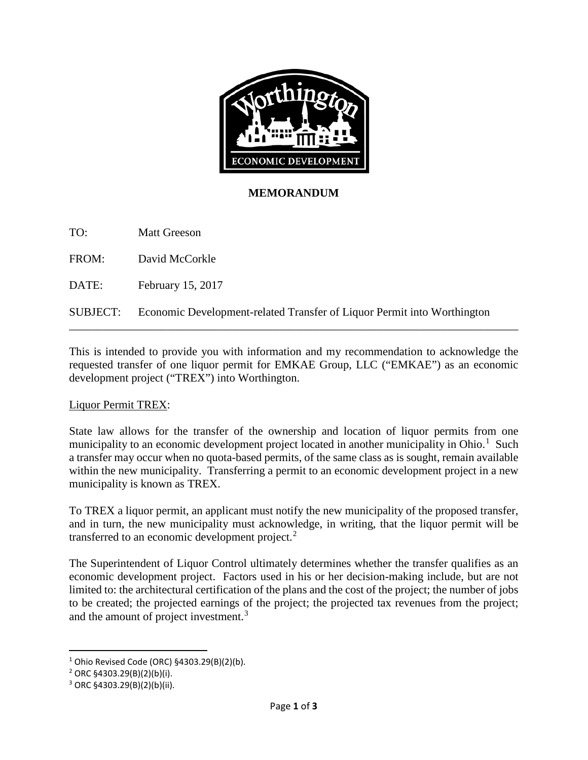# MEMORANDUM

TO: Matt Greeson

FROM: David McCorkle

DATE: February 15, 2017

SUBJECT: Economic Development-related Transfer of Liquor Permit into Worthington

---

This is intended to provide you with information and my recommendation to acknowledge the requested transfer of one liquor permit for EMKAE Group, LLC ("EMKAE") as an economic development project ("TREX") into Worthington.

Liquor Permit TREX:

State law allows for the transfer of the ownership and location of liquor permits from one municipality to an economic development project located in another municipality in Ohio.[1] Such a transfer may occur when no quota-based permits, of the same class as is sought, remain available within the new municipality. Transferring a permit to an economic development project in a new municipality is known as TREX.

To TREX a liquor permit, an applicant must notify the new municipality of the proposed transfer, and in turn, the new municipality must acknowledge, in writing, that the liquor permit will be transferred to an economic development project.[2]

The Superintendent of Liquor Control ultimately determines whether the transfer qualifies as an economic development project. Factors used in his or her decision-making include, but are not limited to: the architectural certification of the plans and the cost of the project; the number of jobs to be created; the projected earnings of the project; the projected tax revenues from the project; and the amount of project investment.[3]

---

[1] Ohio Revised Code (ORC) §4303.29(B)(2)(b).

[2] ORC §4303.29(B)(2)(b)(i).

[3] ORC §4303.29(B)(2)(b)(ii).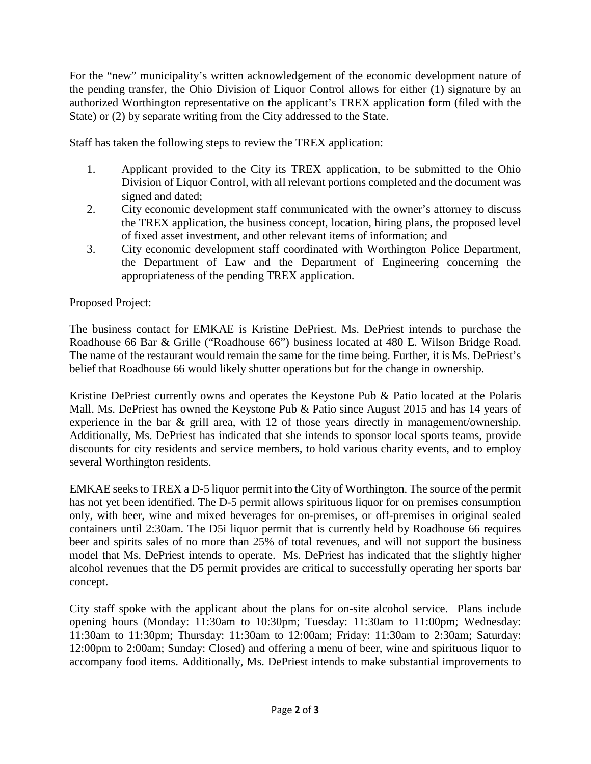For the "new" municipality's written acknowledgement of the economic development nature of the pending transfer, the Ohio Division of Liquor Control allows for either (1) signature by an authorized Worthington representative on the applicant's TREX application form (filed with the State) or (2) by separate writing from the City addressed to the State.

Staff has taken the following steps to review the TREX application:

1. Applicant provided to the City its TREX application, to be submitted to the Ohio Division of Liquor Control, with all relevant portions completed and the document was signed and dated;
2. City economic development staff communicated with the owner's attorney to discuss the TREX application, the business concept, location, hiring plans, the proposed level of fixed asset investment, and other relevant items of information; and
3. City economic development staff coordinated with Worthington Police Department, the Department of Law and the Department of Engineering concerning the appropriateness of the pending TREX application.

Proposed Project:

The business contact for EMKAE is Kristine DePriest. Ms. DePriest intends to purchase the Roadhouse 66 Bar & Grille ("Roadhouse 66") business located at 480 E. Wilson Bridge Road. The name of the restaurant would remain the same for the time being. Further, it is Ms. DePriest's belief that Roadhouse 66 would likely shutter operations but for the change in ownership.

Kristine DePriest currently owns and operates the Keystone Pub & Patio located at the Polaris Mall. Ms. DePriest has owned the Keystone Pub & Patio since August 2015 and has 14 years of experience in the bar & grill area, with 12 of those years directly in management/ownership. Additionally, Ms. DePriest has indicated that she intends to sponsor local sports teams, provide discounts for city residents and service members, to hold various charity events, and to employ several Worthington residents.

EMKAE seeks to TREX a D-5 liquor permit into the City of Worthington. The source of the permit has not yet been identified. The D-5 permit allows spirituous liquor for on premises consumption only, with beer, wine and mixed beverages for on-premises, or off-premises in original sealed containers until 2:30am. The D5i liquor permit that is currently held by Roadhouse 66 requires beer and spirits sales of no more than 25% of total revenues, and will not support the business model that Ms. DePriest intends to operate. Ms. DePriest has indicated that the slightly higher alcohol revenues that the D5 permit provides are critical to successfully operating her sports bar concept.

City staff spoke with the applicant about the plans for on-site alcohol service. Plans include opening hours (Monday: 11:30am to 10:30pm; Tuesday: 11:30am to 11:00pm; Wednesday: 11:30am to 11:30pm; Thursday: 11:30am to 12:00am; Friday: 11:30am to 2:30am; Saturday: 12:00pm to 2:00am; Sunday: Closed) and offering a menu of beer, wine and spirituous liquor to accompany food items. Additionally, Ms. DePriest intends to make substantial improvements to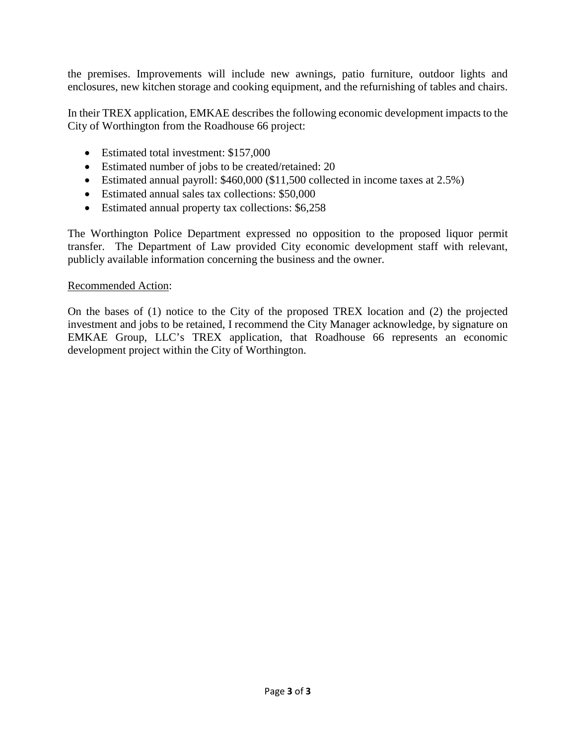the premises. Improvements will include new awnings, patio furniture, outdoor lights and enclosures, new kitchen storage and cooking equipment, and the refurnishing of tables and chairs.

In their TREX application, EMKAE describes the following economic development impacts to the City of Worthington from the Roadhouse 66 project:

- Estimated total investment: $157,000
- Estimated number of jobs to be created/retained: 20
- Estimated annual payroll: $460,000 ($11,500 collected in income taxes at 2.5%)
- Estimated annual sales tax collections: $50,000
- Estimated annual property tax collections: $6,258

The Worthington Police Department expressed no opposition to the proposed liquor permit transfer. The Department of Law provided City economic development staff with relevant, publicly available information concerning the business and the owner.

<u>Recommended Action</u>:

On the bases of (1) notice to the City of the proposed TREX location and (2) the projected investment and jobs to be retained, I recommend the City Manager acknowledge, by signature on EMKAE Group, LLC's TREX application, that Roadhouse 66 represents an economic development project within the City of Worthington.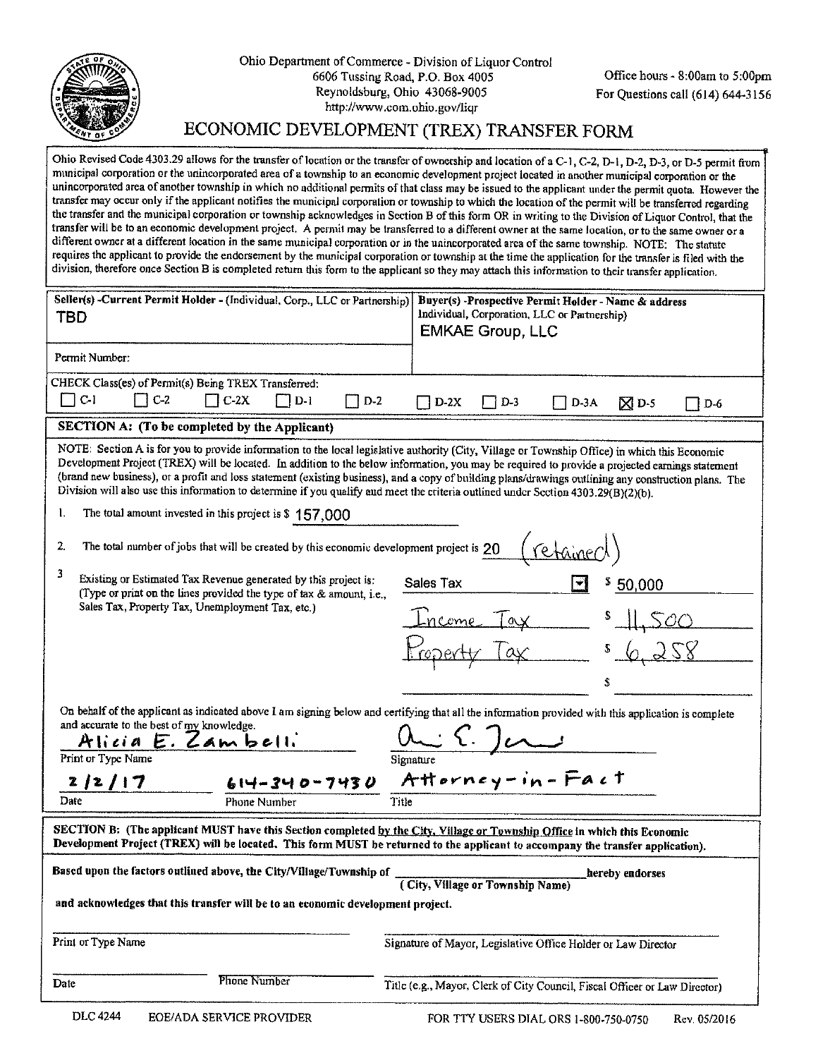Ohio Department of Commerce - Division of Liquor Control
6606 Tussing Road, P.O. Box 4005
Reynoldsburg, Ohio 43068-9005
http://www.com.ohio.gov/liqr

Office hours - 8:00am to 5:00pm
For Questions call (614) 644-3156

# ECONOMIC DEVELOPMENT (TREX) TRANSFER FORM

Ohio Revised Code 4303.29 allows for the transfer of location or the transfer of ownership and location of a C-1, C-2, D-1, D-2, D-3, or D-5 permit from municipal corporation or the unincorporated area of a township to an economic development project located in another municipal corporation or the unincorporated area of another township in which no additional permits of that class may be issued to the applicant under the permit quota. However the transfer may occur only if the applicant notifies the municipal corporation or township to which the location of the permit will be transferred regarding the transfer and the municipal corporation or township acknowledges in Section B of this form OR in writing to the Division of Liquor Control, that the transfer will be to an economic development project. A permit may be transferred to a different owner at the same location, or to the same owner or a different owner at a different location in the same municipal corporation or in the unincorporated area of the same township. NOTE: The statute requires the applicant to provide the endorsement by the municipal corporation or township at the time the application for the transfer is filed with the division, therefore once Section B is completed return this form to the applicant so they may attach this information to their transfer application.

| Seller(s) -Current Permit Holder - (Individual, Corp., LLC or Partnership) | Buyer(s) -Prospective Permit Holder - Name & address Individual, Corporation, LLC or Partnership) |
|---|---|
| TBD | EMKAE Group, LLC |
| Permit Number: | |

CHECK Class(es) of Permit(s) Being TREX Transferred:

☐ C-1 ☐ C-2 ☐ C-2X ☐ D-1 ☐ D-2 ☐ D-2X ☐ D-3 ☐ D-3A ☒ D-5 ☐ D-6

## SECTION A: (To be completed by the Applicant)

NOTE: Section A is for you to provide information to the local legislative authority (City, Village or Township Office) in which this Economic Development Project (TREX) will be located. In addition to the below information, you may be required to provide a projected earnings statement (brand new business), or a profit and loss statement (existing business), and a copy of building plans/drawings outlining any construction plans. The Division will also use this information to determine if you qualify and meet the criteria outlined under Section 4303.29(B)(2)(b).

1. The total amount invested in this project is $ 157,000
2. The total number of jobs that will be created by this economic development project is 20 (retained)
3. Existing or Estimated Tax Revenue generated by this project is: (Type or print on the lines provided the type of tax & amount, i.e., Sales Tax, Property Tax, Unemployment Tax, etc.)

| | |
|---|---|
| Sales Tax | $ 50,000 |
| Income Tax | $ 11,500 |
| Property Tax | $ 6,258 |
| | $ |

On behalf of the applicant as indicated above I am signing below and certifying that all the information provided with this application is complete and accurate to the best of my knowledge.

Alicia E. Zambelli
Print or Type Name

Signature: [signature]

2/2/17 — Date
614-340-7430 — Phone Number
Attorney-in-Fact — Title

## SECTION B: (The applicant MUST have this Section completed by the City, Village or Township Office in which this Economic Development Project (TREX) will be located. This form MUST be returned to the applicant to accompany the transfer application).

**Based upon the factors outlined above, the City/Village/Township of ______________________ (City, Village or Township Name) hereby endorses and acknowledges that this transfer will be to an economic development project.**

Print or Type Name ______________________

Signature of Mayor, Legislative Office Holder or Law Director ______________________

Date ______________________

Phone Number ______________________

Title (e.g., Mayor, Clerk of City Council, Fiscal Officer or Law Director) ______________________

DLC 4244 EOE/ADA SERVICE PROVIDER FOR TTY USERS DIAL ORS 1-800-750-0750 Rev. 05/2016